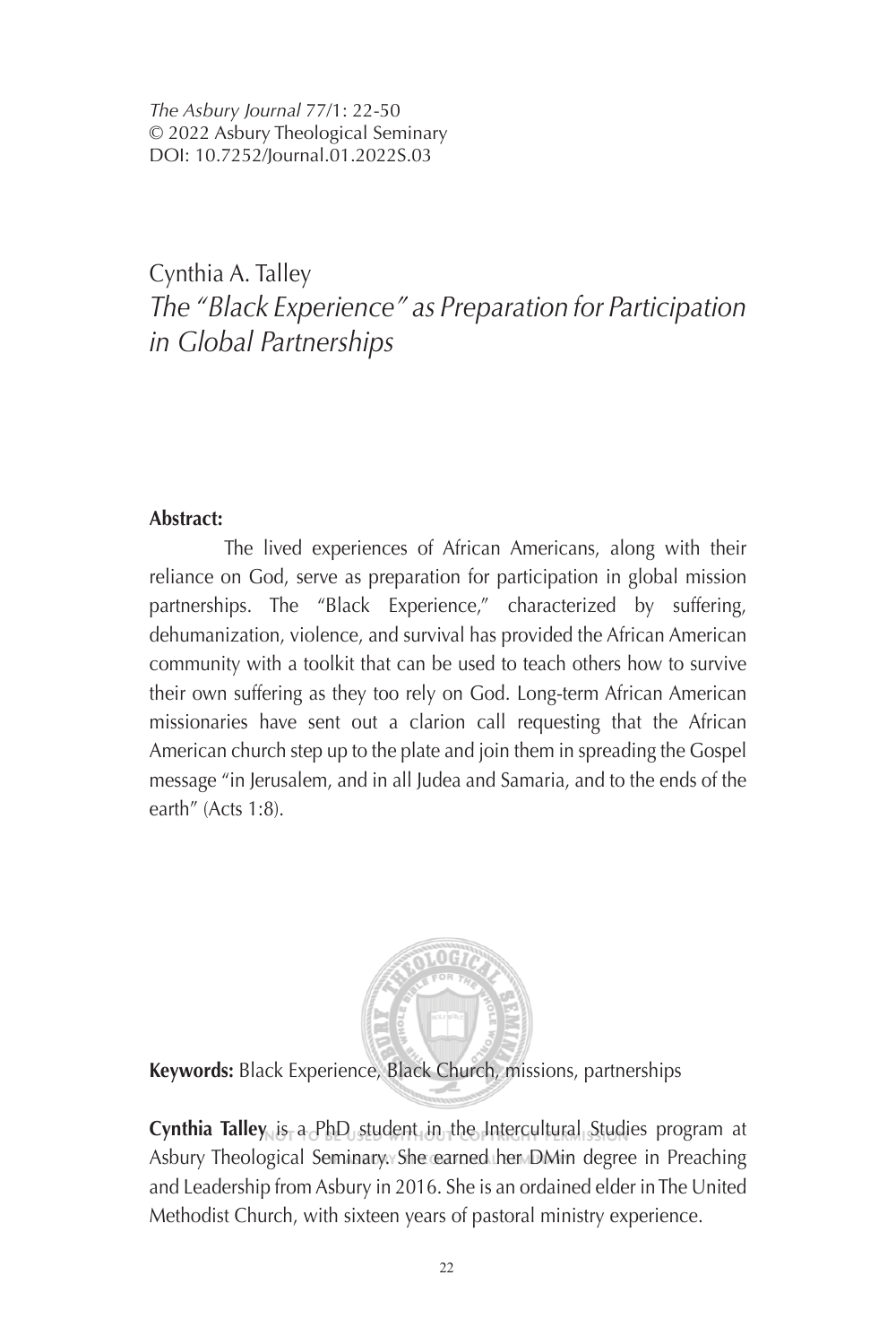*The Asbury Journal* 77/1: 22-50
© 2022 Asbury Theological Seminary
DOI: 10.7252/Journal.01.2022S.03

# Cynthia A. Talley

## *The "Black Experience" as Preparation for Participation in Global Partnerships*

**Abstract:**

The lived experiences of African Americans, along with their reliance on God, serve as preparation for participation in global mission partnerships. The "Black Experience," characterized by suffering, dehumanization, violence, and survival has provided the African American community with a toolkit that can be used to teach others how to survive their own suffering as they too rely on God. Long-term African American missionaries have sent out a clarion call requesting that the African American church step up to the plate and join them in spreading the Gospel message "in Jerusalem, and in all Judea and Samaria, and to the ends of the earth" (Acts 1:8).

**Keywords:** Black Experience, Black Church, missions, partnerships

**Cynthia Talley** is a PhD student in the Intercultural Studies program at Asbury Theological Seminary. She earned her DMin degree in Preaching and Leadership from Asbury in 2016. She is an ordained elder in The United Methodist Church, with sixteen years of pastoral ministry experience.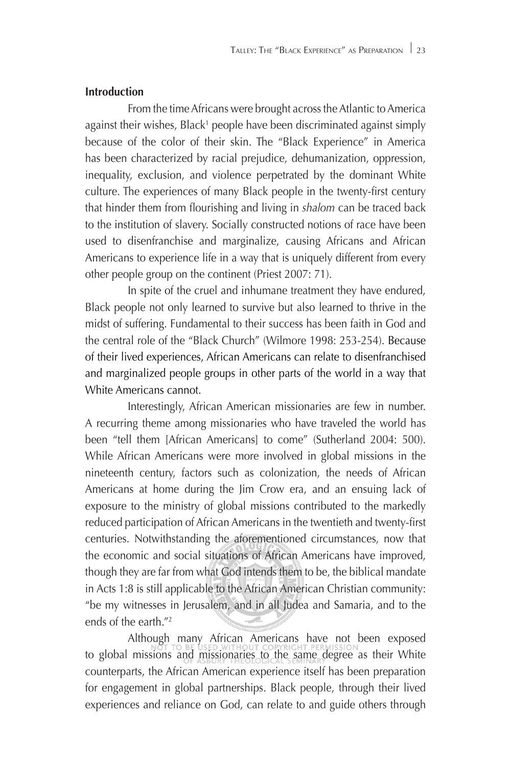## Introduction

From the time Africans were brought across the Atlantic to America against their wishes, Black[1] people have been discriminated against simply because of the color of their skin. The "Black Experience" in America has been characterized by racial prejudice, dehumanization, oppression, inequality, exclusion, and violence perpetrated by the dominant White culture. The experiences of many Black people in the twenty-first century that hinder them from flourishing and living in *shalom* can be traced back to the institution of slavery. Socially constructed notions of race have been used to disenfranchise and marginalize, causing Africans and African Americans to experience life in a way that is uniquely different from every other people group on the continent (Priest 2007: 71).

In spite of the cruel and inhumane treatment they have endured, Black people not only learned to survive but also learned to thrive in the midst of suffering. Fundamental to their success has been faith in God and the central role of the "Black Church" (Wilmore 1998: 253-254). Because of their lived experiences, African Americans can relate to disenfranchised and marginalized people groups in other parts of the world in a way that White Americans cannot.

Interestingly, African American missionaries are few in number. A recurring theme among missionaries who have traveled the world has been "tell them [African Americans] to come" (Sutherland 2004: 500). While African Americans were more involved in global missions in the nineteenth century, factors such as colonization, the needs of African Americans at home during the Jim Crow era, and an ensuing lack of exposure to the ministry of global missions contributed to the markedly reduced participation of African Americans in the twentieth and twenty-first centuries. Notwithstanding the aforementioned circumstances, now that the economic and social situations of African Americans have improved, though they are far from what God intends them to be, the biblical mandate in Acts 1:8 is still applicable to the African American Christian community: "be my witnesses in Jerusalem, and in all Judea and Samaria, and to the ends of the earth."[2]

Although many African Americans have not been exposed to global missions and missionaries to the same degree as their White counterparts, the African American experience itself has been preparation for engagement in global partnerships. Black people, through their lived experiences and reliance on God, can relate to and guide others through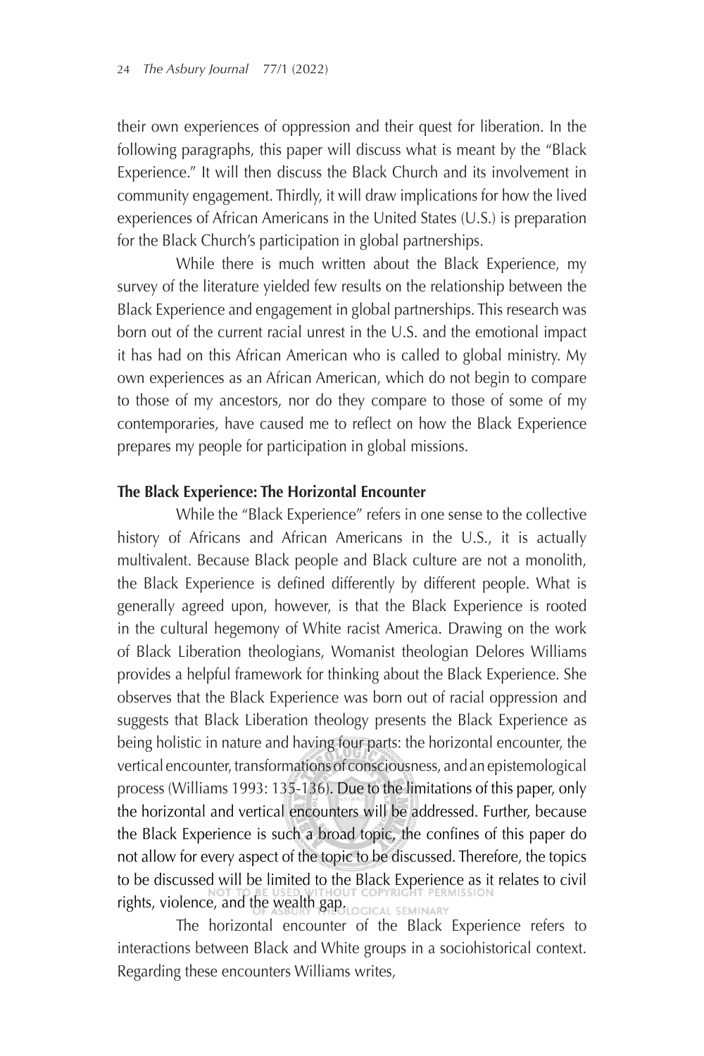their own experiences of oppression and their quest for liberation. In the following paragraphs, this paper will discuss what is meant by the "Black Experience." It will then discuss the Black Church and its involvement in community engagement. Thirdly, it will draw implications for how the lived experiences of African Americans in the United States (U.S.) is preparation for the Black Church's participation in global partnerships.

While there is much written about the Black Experience, my survey of the literature yielded few results on the relationship between the Black Experience and engagement in global partnerships. This research was born out of the current racial unrest in the U.S. and the emotional impact it has had on this African American who is called to global ministry. My own experiences as an African American, which do not begin to compare to those of my ancestors, nor do they compare to those of some of my contemporaries, have caused me to reflect on how the Black Experience prepares my people for participation in global missions.

**The Black Experience: The Horizontal Encounter**

While the "Black Experience" refers in one sense to the collective history of Africans and African Americans in the U.S., it is actually multivalent. Because Black people and Black culture are not a monolith, the Black Experience is defined differently by different people. What is generally agreed upon, however, is that the Black Experience is rooted in the cultural hegemony of White racist America. Drawing on the work of Black Liberation theologians, Womanist theologian Delores Williams provides a helpful framework for thinking about the Black Experience. She observes that the Black Experience was born out of racial oppression and suggests that Black Liberation theology presents the Black Experience as being holistic in nature and having four parts: the horizontal encounter, the vertical encounter, transformations of consciousness, and an epistemological process (Williams 1993: 135-136). Due to the limitations of this paper, only the horizontal and vertical encounters will be addressed. Further, because the Black Experience is such a broad topic, the confines of this paper do not allow for every aspect of the topic to be discussed. Therefore, the topics to be discussed will be limited to the Black Experience as it relates to civil rights, violence, and the wealth gap.

The horizontal encounter of the Black Experience refers to interactions between Black and White groups in a sociohistorical context. Regarding these encounters Williams writes,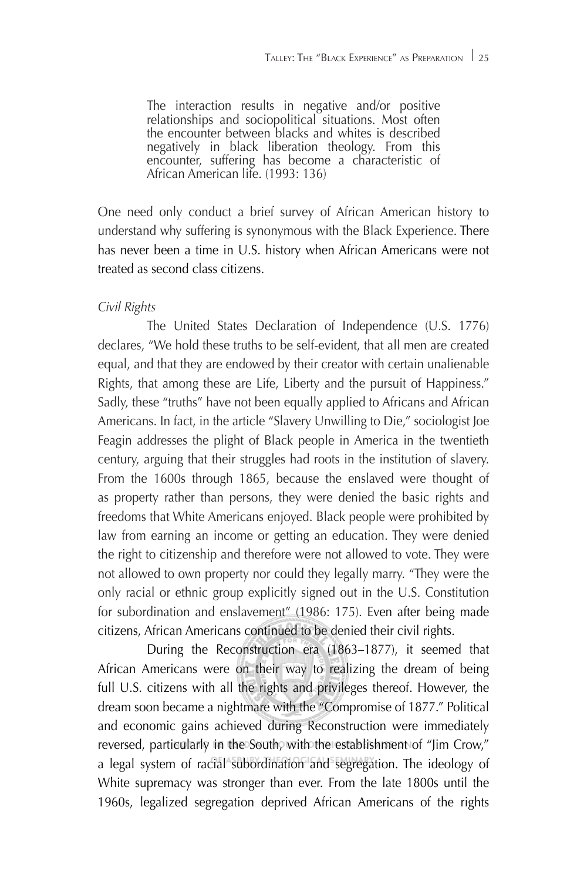> The interaction results in negative and/or positive relationships and sociopolitical situations. Most often the encounter between blacks and whites is described negatively in black liberation theology. From this encounter, suffering has become a characteristic of African American life. (1993: 136)

One need only conduct a brief survey of African American history to understand why suffering is synonymous with the Black Experience. There has never been a time in U.S. history when African Americans were not treated as second class citizens.

*Civil Rights*

The United States Declaration of Independence (U.S. 1776) declares, "We hold these truths to be self-evident, that all men are created equal, and that they are endowed by their creator with certain unalienable Rights, that among these are Life, Liberty and the pursuit of Happiness." Sadly, these "truths" have not been equally applied to Africans and African Americans. In fact, in the article "Slavery Unwilling to Die," sociologist Joe Feagin addresses the plight of Black people in America in the twentieth century, arguing that their struggles had roots in the institution of slavery. From the 1600s through 1865, because the enslaved were thought of as property rather than persons, they were denied the basic rights and freedoms that White Americans enjoyed. Black people were prohibited by law from earning an income or getting an education. They were denied the right to citizenship and therefore were not allowed to vote. They were not allowed to own property nor could they legally marry. "They were the only racial or ethnic group explicitly signed out in the U.S. Constitution for subordination and enslavement" (1986: 175). Even after being made citizens, African Americans continued to be denied their civil rights.

During the Reconstruction era (1863–1877), it seemed that African Americans were on their way to realizing the dream of being full U.S. citizens with all the rights and privileges thereof. However, the dream soon became a nightmare with the "Compromise of 1877." Political and economic gains achieved during Reconstruction were immediately reversed, particularly in the South, with the establishment of "Jim Crow," a legal system of racial subordination and segregation. The ideology of White supremacy was stronger than ever. From the late 1800s until the 1960s, legalized segregation deprived African Americans of the rights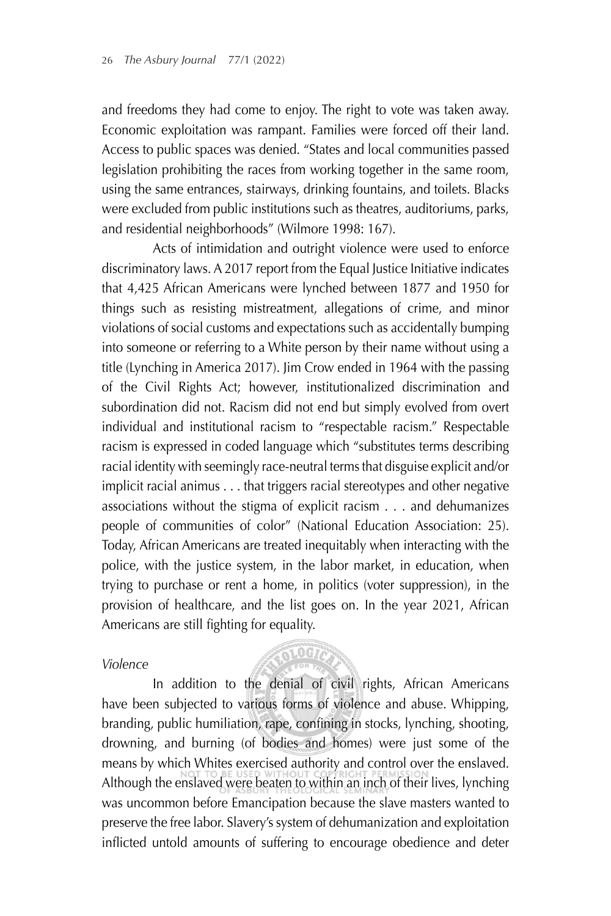and freedoms they had come to enjoy. The right to vote was taken away. Economic exploitation was rampant. Families were forced off their land. Access to public spaces was denied. "States and local communities passed legislation prohibiting the races from working together in the same room, using the same entrances, stairways, drinking fountains, and toilets. Blacks were excluded from public institutions such as theatres, auditoriums, parks, and residential neighborhoods" (Wilmore 1998: 167).

Acts of intimidation and outright violence were used to enforce discriminatory laws. A 2017 report from the Equal Justice Initiative indicates that 4,425 African Americans were lynched between 1877 and 1950 for things such as resisting mistreatment, allegations of crime, and minor violations of social customs and expectations such as accidentally bumping into someone or referring to a White person by their name without using a title (Lynching in America 2017). Jim Crow ended in 1964 with the passing of the Civil Rights Act; however, institutionalized discrimination and subordination did not. Racism did not end but simply evolved from overt individual and institutional racism to "respectable racism." Respectable racism is expressed in coded language which "substitutes terms describing racial identity with seemingly race-neutral terms that disguise explicit and/or implicit racial animus . . . that triggers racial stereotypes and other negative associations without the stigma of explicit racism . . . and dehumanizes people of communities of color" (National Education Association: 25). Today, African Americans are treated inequitably when interacting with the police, with the justice system, in the labor market, in education, when trying to purchase or rent a home, in politics (voter suppression), in the provision of healthcare, and the list goes on. In the year 2021, African Americans are still fighting for equality.

*Violence*

In addition to the denial of civil rights, African Americans have been subjected to various forms of violence and abuse. Whipping, branding, public humiliation, rape, confining in stocks, lynching, shooting, drowning, and burning (of bodies and homes) were just some of the means by which Whites exercised authority and control over the enslaved. Although the enslaved were beaten to within an inch of their lives, lynching was uncommon before Emancipation because the slave masters wanted to preserve the free labor. Slavery's system of dehumanization and exploitation inflicted untold amounts of suffering to encourage obedience and deter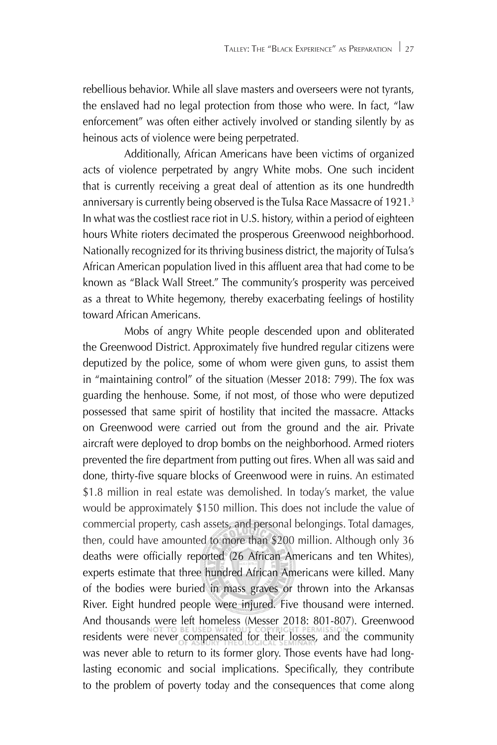rebellious behavior. While all slave masters and overseers were not tyrants, the enslaved had no legal protection from those who were. In fact, "law enforcement" was often either actively involved or standing silently by as heinous acts of violence were being perpetrated.

Additionally, African Americans have been victims of organized acts of violence perpetrated by angry White mobs. One such incident that is currently receiving a great deal of attention as its one hundredth anniversary is currently being observed is the Tulsa Race Massacre of 1921.[3] In what was the costliest race riot in U.S. history, within a period of eighteen hours White rioters decimated the prosperous Greenwood neighborhood. Nationally recognized for its thriving business district, the majority of Tulsa's African American population lived in this affluent area that had come to be known as "Black Wall Street." The community's prosperity was perceived as a threat to White hegemony, thereby exacerbating feelings of hostility toward African Americans.

Mobs of angry White people descended upon and obliterated the Greenwood District. Approximately five hundred regular citizens were deputized by the police, some of whom were given guns, to assist them in "maintaining control" of the situation (Messer 2018: 799). The fox was guarding the henhouse. Some, if not most, of those who were deputized possessed that same spirit of hostility that incited the massacre. Attacks on Greenwood were carried out from the ground and the air. Private aircraft were deployed to drop bombs on the neighborhood. Armed rioters prevented the fire department from putting out fires. When all was said and done, thirty-five square blocks of Greenwood were in ruins. An estimated $1.8 million in real estate was demolished. In today's market, the value would be approximately $150 million. This does not include the value of commercial property, cash assets, and personal belongings. Total damages, then, could have amounted to more than $200 million. Although only 36 deaths were officially reported (26 African Americans and ten Whites), experts estimate that three hundred African Americans were killed. Many of the bodies were buried in mass graves or thrown into the Arkansas River. Eight hundred people were injured. Five thousand were interned. And thousands were left homeless (Messer 2018: 801-807). Greenwood residents were never compensated for their losses, and the community was never able to return to its former glory. Those events have had long-lasting economic and social implications. Specifically, they contribute to the problem of poverty today and the consequences that come along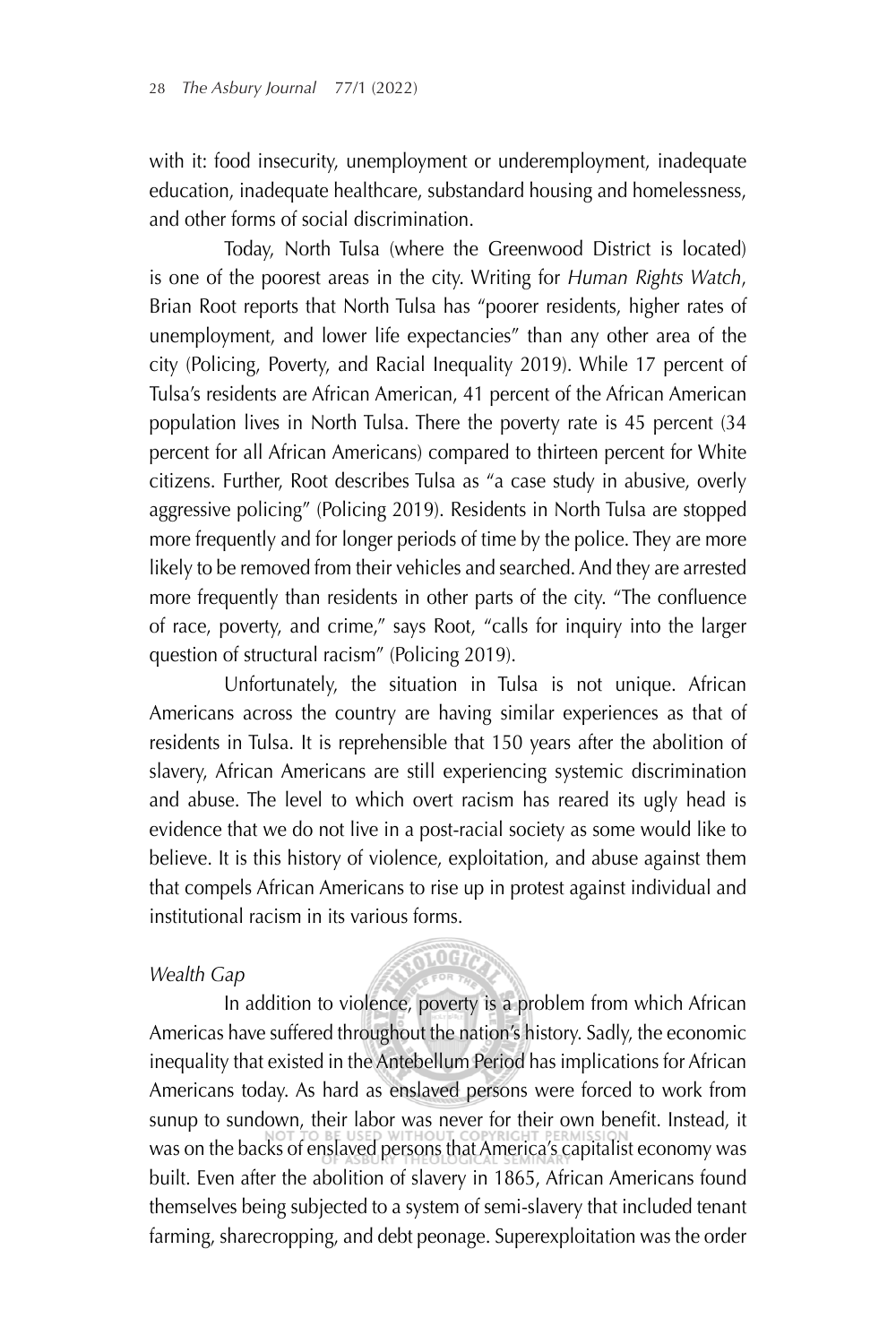with it: food insecurity, unemployment or underemployment, inadequate education, inadequate healthcare, substandard housing and homelessness, and other forms of social discrimination.

Today, North Tulsa (where the Greenwood District is located) is one of the poorest areas in the city. Writing for *Human Rights Watch*, Brian Root reports that North Tulsa has "poorer residents, higher rates of unemployment, and lower life expectancies" than any other area of the city (Policing, Poverty, and Racial Inequality 2019). While 17 percent of Tulsa's residents are African American, 41 percent of the African American population lives in North Tulsa. There the poverty rate is 45 percent (34 percent for all African Americans) compared to thirteen percent for White citizens. Further, Root describes Tulsa as "a case study in abusive, overly aggressive policing" (Policing 2019). Residents in North Tulsa are stopped more frequently and for longer periods of time by the police. They are more likely to be removed from their vehicles and searched. And they are arrested more frequently than residents in other parts of the city. "The confluence of race, poverty, and crime," says Root, "calls for inquiry into the larger question of structural racism" (Policing 2019).

Unfortunately, the situation in Tulsa is not unique. African Americans across the country are having similar experiences as that of residents in Tulsa. It is reprehensible that 150 years after the abolition of slavery, African Americans are still experiencing systemic discrimination and abuse. The level to which overt racism has reared its ugly head is evidence that we do not live in a post-racial society as some would like to believe. It is this history of violence, exploitation, and abuse against them that compels African Americans to rise up in protest against individual and institutional racism in its various forms.

*Wealth Gap*

In addition to violence, poverty is a problem from which African Americas have suffered throughout the nation's history. Sadly, the economic inequality that existed in the Antebellum Period has implications for African Americans today. As hard as enslaved persons were forced to work from sunup to sundown, their labor was never for their own benefit. Instead, it was on the backs of enslaved persons that America's capitalist economy was built. Even after the abolition of slavery in 1865, African Americans found themselves being subjected to a system of semi-slavery that included tenant farming, sharecropping, and debt peonage. Superexploitation was the order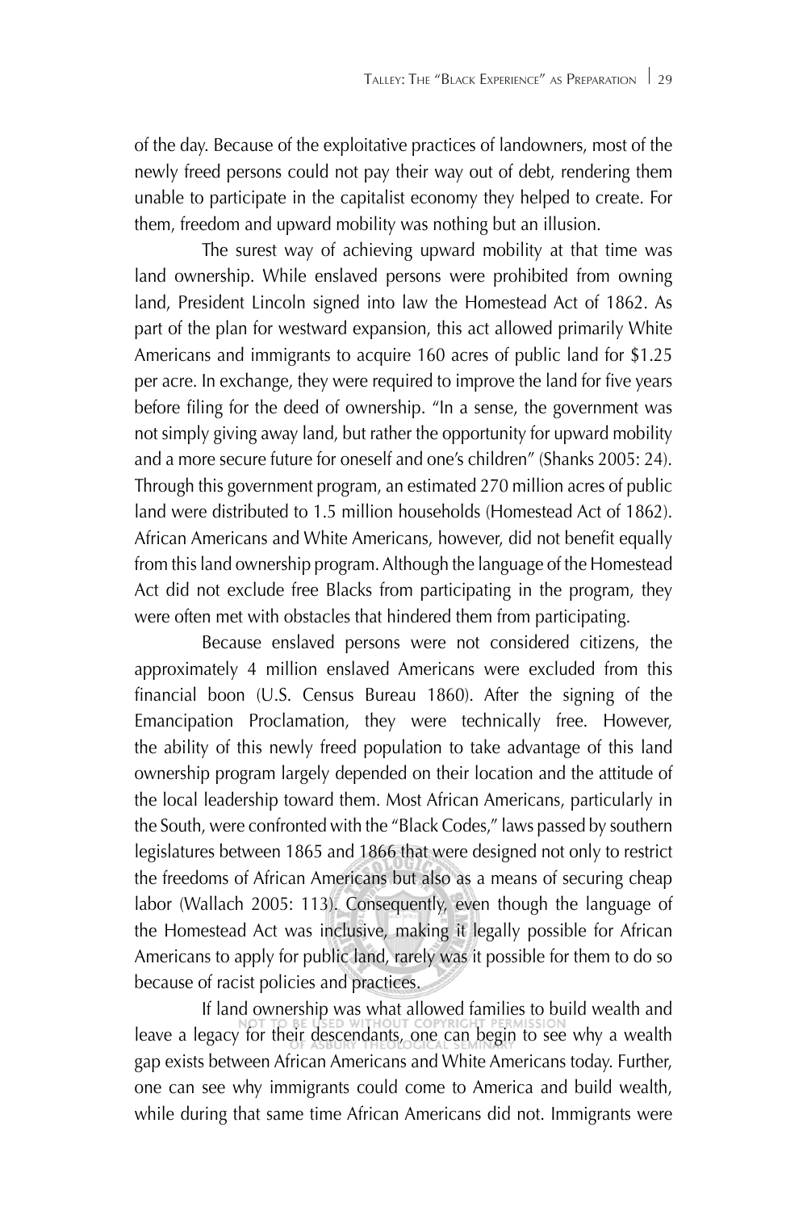of the day. Because of the exploitative practices of landowners, most of the newly freed persons could not pay their way out of debt, rendering them unable to participate in the capitalist economy they helped to create. For them, freedom and upward mobility was nothing but an illusion.

The surest way of achieving upward mobility at that time was land ownership. While enslaved persons were prohibited from owning land, President Lincoln signed into law the Homestead Act of 1862. As part of the plan for westward expansion, this act allowed primarily White Americans and immigrants to acquire 160 acres of public land for $1.25 per acre. In exchange, they were required to improve the land for five years before filing for the deed of ownership. "In a sense, the government was not simply giving away land, but rather the opportunity for upward mobility and a more secure future for oneself and one's children" (Shanks 2005: 24). Through this government program, an estimated 270 million acres of public land were distributed to 1.5 million households (Homestead Act of 1862). African Americans and White Americans, however, did not benefit equally from this land ownership program. Although the language of the Homestead Act did not exclude free Blacks from participating in the program, they were often met with obstacles that hindered them from participating.

Because enslaved persons were not considered citizens, the approximately 4 million enslaved Americans were excluded from this financial boon (U.S. Census Bureau 1860). After the signing of the Emancipation Proclamation, they were technically free. However, the ability of this newly freed population to take advantage of this land ownership program largely depended on their location and the attitude of the local leadership toward them. Most African Americans, particularly in the South, were confronted with the "Black Codes," laws passed by southern legislatures between 1865 and 1866 that were designed not only to restrict the freedoms of African Americans but also as a means of securing cheap labor (Wallach 2005: 113). Consequently, even though the language of the Homestead Act was inclusive, making it legally possible for African Americans to apply for public land, rarely was it possible for them to do so because of racist policies and practices.

If land ownership was what allowed families to build wealth and leave a legacy for their descendants, one can begin to see why a wealth gap exists between African Americans and White Americans today. Further, one can see why immigrants could come to America and build wealth, while during that same time African Americans did not. Immigrants were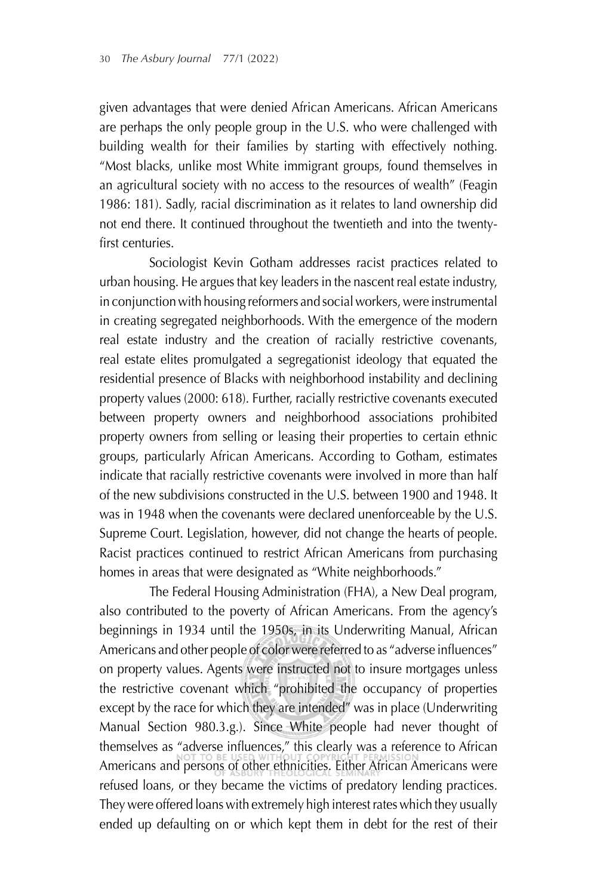given advantages that were denied African Americans. African Americans are perhaps the only people group in the U.S. who were challenged with building wealth for their families by starting with effectively nothing. "Most blacks, unlike most White immigrant groups, found themselves in an agricultural society with no access to the resources of wealth" (Feagin 1986: 181). Sadly, racial discrimination as it relates to land ownership did not end there. It continued throughout the twentieth and into the twenty-first centuries.

Sociologist Kevin Gotham addresses racist practices related to urban housing. He argues that key leaders in the nascent real estate industry, in conjunction with housing reformers and social workers, were instrumental in creating segregated neighborhoods. With the emergence of the modern real estate industry and the creation of racially restrictive covenants, real estate elites promulgated a segregationist ideology that equated the residential presence of Blacks with neighborhood instability and declining property values (2000: 618). Further, racially restrictive covenants executed between property owners and neighborhood associations prohibited property owners from selling or leasing their properties to certain ethnic groups, particularly African Americans. According to Gotham, estimates indicate that racially restrictive covenants were involved in more than half of the new subdivisions constructed in the U.S. between 1900 and 1948. It was in 1948 when the covenants were declared unenforceable by the U.S. Supreme Court. Legislation, however, did not change the hearts of people. Racist practices continued to restrict African Americans from purchasing homes in areas that were designated as "White neighborhoods."

The Federal Housing Administration (FHA), a New Deal program, also contributed to the poverty of African Americans. From the agency's beginnings in 1934 until the 1950s, in its Underwriting Manual, African Americans and other people of color were referred to as "adverse influences" on property values. Agents were instructed not to insure mortgages unless the restrictive covenant which "prohibited the occupancy of properties except by the race for which they are intended" was in place (Underwriting Manual Section 980.3.g.). Since White people had never thought of themselves as "adverse influences," this clearly was a reference to African Americans and persons of other ethnicities. Either African Americans were refused loans, or they became the victims of predatory lending practices. They were offered loans with extremely high interest rates which they usually ended up defaulting on or which kept them in debt for the rest of their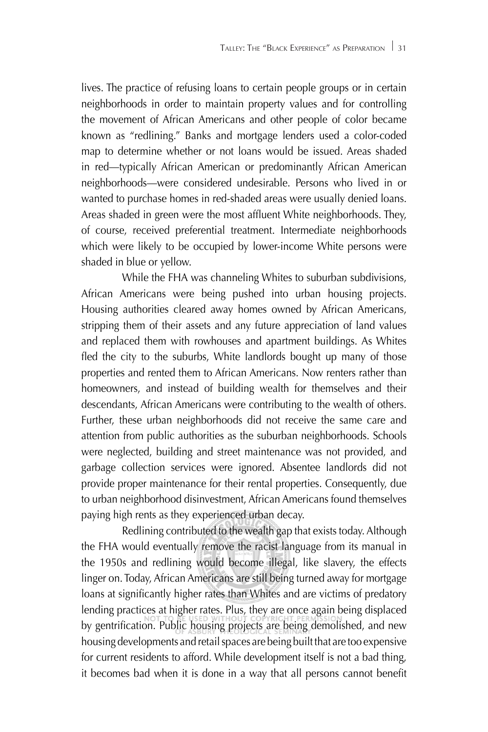lives. The practice of refusing loans to certain people groups or in certain neighborhoods in order to maintain property values and for controlling the movement of African Americans and other people of color became known as "redlining." Banks and mortgage lenders used a color-coded map to determine whether or not loans would be issued. Areas shaded in red—typically African American or predominantly African American neighborhoods—were considered undesirable. Persons who lived in or wanted to purchase homes in red-shaded areas were usually denied loans. Areas shaded in green were the most affluent White neighborhoods. They, of course, received preferential treatment. Intermediate neighborhoods which were likely to be occupied by lower-income White persons were shaded in blue or yellow.

While the FHA was channeling Whites to suburban subdivisions, African Americans were being pushed into urban housing projects. Housing authorities cleared away homes owned by African Americans, stripping them of their assets and any future appreciation of land values and replaced them with rowhouses and apartment buildings. As Whites fled the city to the suburbs, White landlords bought up many of those properties and rented them to African Americans. Now renters rather than homeowners, and instead of building wealth for themselves and their descendants, African Americans were contributing to the wealth of others. Further, these urban neighborhoods did not receive the same care and attention from public authorities as the suburban neighborhoods. Schools were neglected, building and street maintenance was not provided, and garbage collection services were ignored. Absentee landlords did not provide proper maintenance for their rental properties. Consequently, due to urban neighborhood disinvestment, African Americans found themselves paying high rents as they experienced urban decay.

Redlining contributed to the wealth gap that exists today. Although the FHA would eventually remove the racist language from its manual in the 1950s and redlining would become illegal, like slavery, the effects linger on. Today, African Americans are still being turned away for mortgage loans at significantly higher rates than Whites and are victims of predatory lending practices at higher rates. Plus, they are once again being displaced by gentrification. Public housing projects are being demolished, and new housing developments and retail spaces are being built that are too expensive for current residents to afford. While development itself is not a bad thing, it becomes bad when it is done in a way that all persons cannot benefit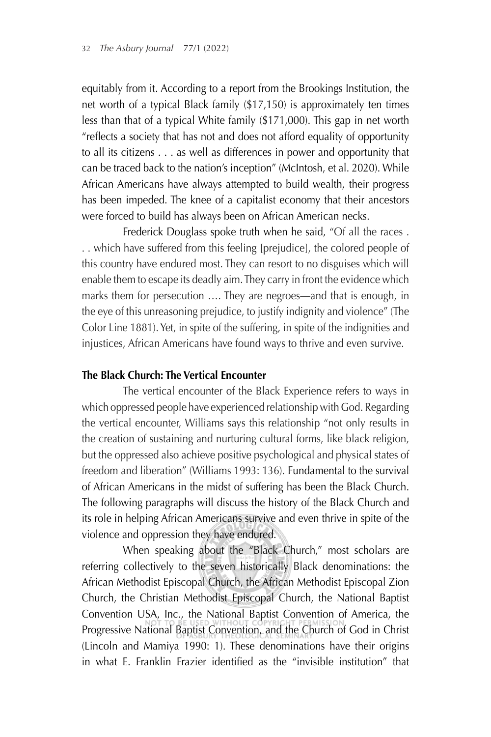equitably from it. According to a report from the Brookings Institution, the net worth of a typical Black family ($17,150) is approximately ten times less than that of a typical White family ($171,000). This gap in net worth "reflects a society that has not and does not afford equality of opportunity to all its citizens . . . as well as differences in power and opportunity that can be traced back to the nation's inception" (McIntosh, et al. 2020). While African Americans have always attempted to build wealth, their progress has been impeded. The knee of a capitalist economy that their ancestors were forced to build has always been on African American necks.

Frederick Douglass spoke truth when he said, "Of all the races . . . which have suffered from this feeling [prejudice], the colored people of this country have endured most. They can resort to no disguises which will enable them to escape its deadly aim. They carry in front the evidence which marks them for persecution …. They are negroes—and that is enough, in the eye of this unreasoning prejudice, to justify indignity and violence" (The Color Line 1881). Yet, in spite of the suffering, in spite of the indignities and injustices, African Americans have found ways to thrive and even survive.

**The Black Church: The Vertical Encounter**

The vertical encounter of the Black Experience refers to ways in which oppressed people have experienced relationship with God. Regarding the vertical encounter, Williams says this relationship "not only results in the creation of sustaining and nurturing cultural forms, like black religion, but the oppressed also achieve positive psychological and physical states of freedom and liberation" (Williams 1993: 136). Fundamental to the survival of African Americans in the midst of suffering has been the Black Church. The following paragraphs will discuss the history of the Black Church and its role in helping African Americans survive and even thrive in spite of the violence and oppression they have endured.

When speaking about the "Black Church," most scholars are referring collectively to the seven historically Black denominations: the African Methodist Episcopal Church, the African Methodist Episcopal Zion Church, the Christian Methodist Episcopal Church, the National Baptist Convention USA, Inc., the National Baptist Convention of America, the Progressive National Baptist Convention, and the Church of God in Christ (Lincoln and Mamiya 1990: 1). These denominations have their origins in what E. Franklin Frazier identified as the "invisible institution" that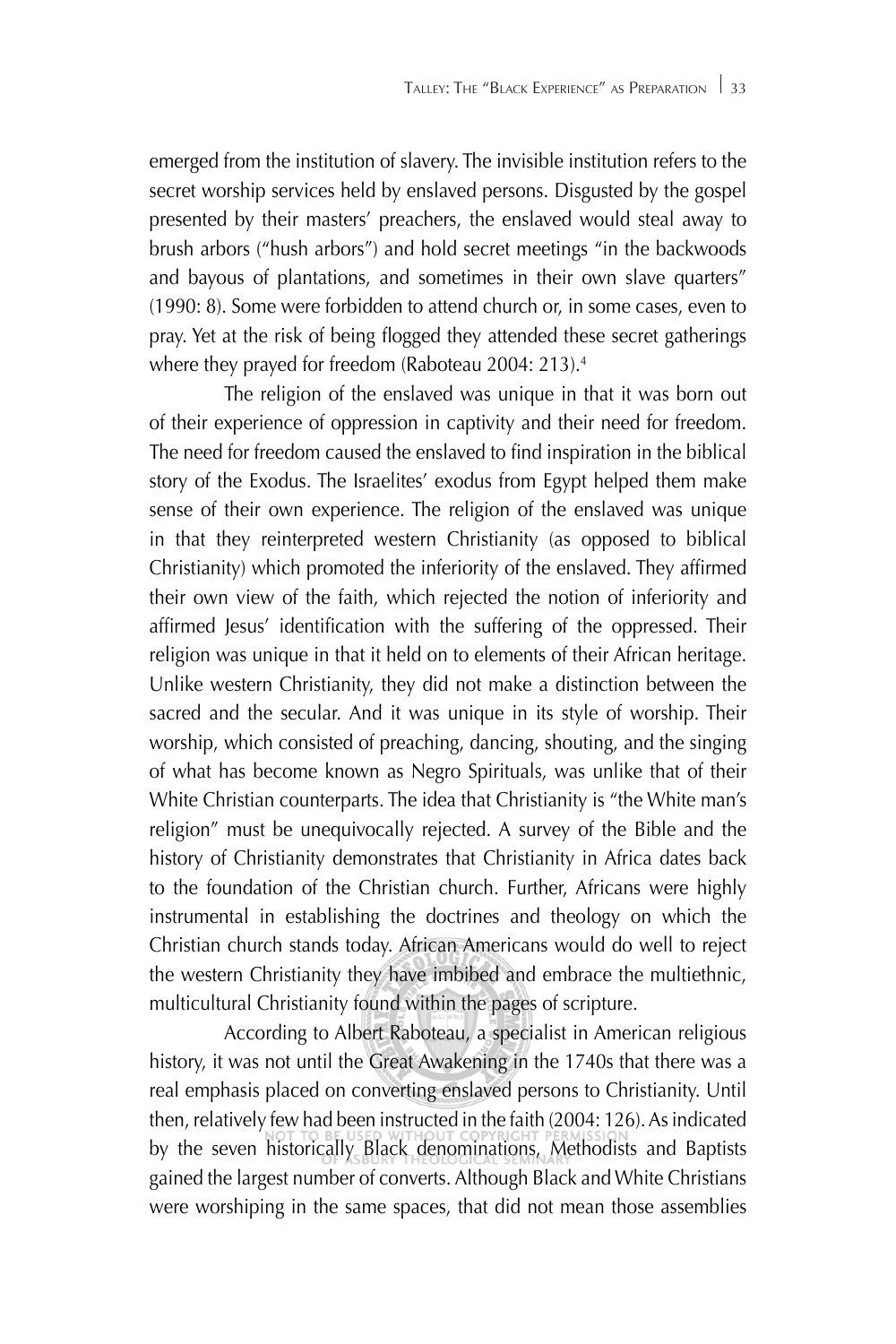emerged from the institution of slavery. The invisible institution refers to the secret worship services held by enslaved persons. Disgusted by the gospel presented by their masters' preachers, the enslaved would steal away to brush arbors ("hush arbors") and hold secret meetings "in the backwoods and bayous of plantations, and sometimes in their own slave quarters" (1990: 8). Some were forbidden to attend church or, in some cases, even to pray. Yet at the risk of being flogged they attended these secret gatherings where they prayed for freedom (Raboteau 2004: 213).[4]

The religion of the enslaved was unique in that it was born out of their experience of oppression in captivity and their need for freedom. The need for freedom caused the enslaved to find inspiration in the biblical story of the Exodus. The Israelites' exodus from Egypt helped them make sense of their own experience. The religion of the enslaved was unique in that they reinterpreted western Christianity (as opposed to biblical Christianity) which promoted the inferiority of the enslaved. They affirmed their own view of the faith, which rejected the notion of inferiority and affirmed Jesus' identification with the suffering of the oppressed. Their religion was unique in that it held on to elements of their African heritage. Unlike western Christianity, they did not make a distinction between the sacred and the secular. And it was unique in its style of worship. Their worship, which consisted of preaching, dancing, shouting, and the singing of what has become known as Negro Spirituals, was unlike that of their White Christian counterparts. The idea that Christianity is "the White man's religion" must be unequivocally rejected. A survey of the Bible and the history of Christianity demonstrates that Christianity in Africa dates back to the foundation of the Christian church. Further, Africans were highly instrumental in establishing the doctrines and theology on which the Christian church stands today. African Americans would do well to reject the western Christianity they have imbibed and embrace the multiethnic, multicultural Christianity found within the pages of scripture.

According to Albert Raboteau, a specialist in American religious history, it was not until the Great Awakening in the 1740s that there was a real emphasis placed on converting enslaved persons to Christianity. Until then, relatively few had been instructed in the faith (2004: 126). As indicated by the seven historically Black denominations, Methodists and Baptists gained the largest number of converts. Although Black and White Christians were worshiping in the same spaces, that did not mean those assemblies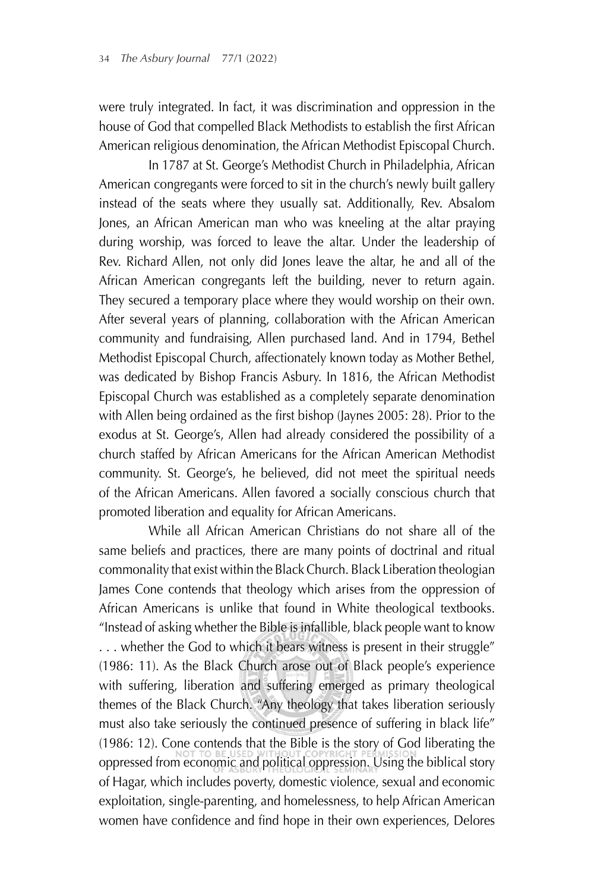were truly integrated. In fact, it was discrimination and oppression in the house of God that compelled Black Methodists to establish the first African American religious denomination, the African Methodist Episcopal Church.

In 1787 at St. George's Methodist Church in Philadelphia, African American congregants were forced to sit in the church's newly built gallery instead of the seats where they usually sat. Additionally, Rev. Absalom Jones, an African American man who was kneeling at the altar praying during worship, was forced to leave the altar. Under the leadership of Rev. Richard Allen, not only did Jones leave the altar, he and all of the African American congregants left the building, never to return again. They secured a temporary place where they would worship on their own. After several years of planning, collaboration with the African American community and fundraising, Allen purchased land. And in 1794, Bethel Methodist Episcopal Church, affectionately known today as Mother Bethel, was dedicated by Bishop Francis Asbury. In 1816, the African Methodist Episcopal Church was established as a completely separate denomination with Allen being ordained as the first bishop (Jaynes 2005: 28). Prior to the exodus at St. George's, Allen had already considered the possibility of a church staffed by African Americans for the African American Methodist community. St. George's, he believed, did not meet the spiritual needs of the African Americans. Allen favored a socially conscious church that promoted liberation and equality for African Americans.

While all African American Christians do not share all of the same beliefs and practices, there are many points of doctrinal and ritual commonality that exist within the Black Church. Black Liberation theologian James Cone contends that theology which arises from the oppression of African Americans is unlike that found in White theological textbooks. "Instead of asking whether the Bible is infallible, black people want to know . . . whether the God to which it bears witness is present in their struggle" (1986: 11). As the Black Church arose out of Black people's experience with suffering, liberation and suffering emerged as primary theological themes of the Black Church. "Any theology that takes liberation seriously must also take seriously the continued presence of suffering in black life" (1986: 12). Cone contends that the Bible is the story of God liberating the oppressed from economic and political oppression. Using the biblical story of Hagar, which includes poverty, domestic violence, sexual and economic exploitation, single-parenting, and homelessness, to help African American women have confidence and find hope in their own experiences, Delores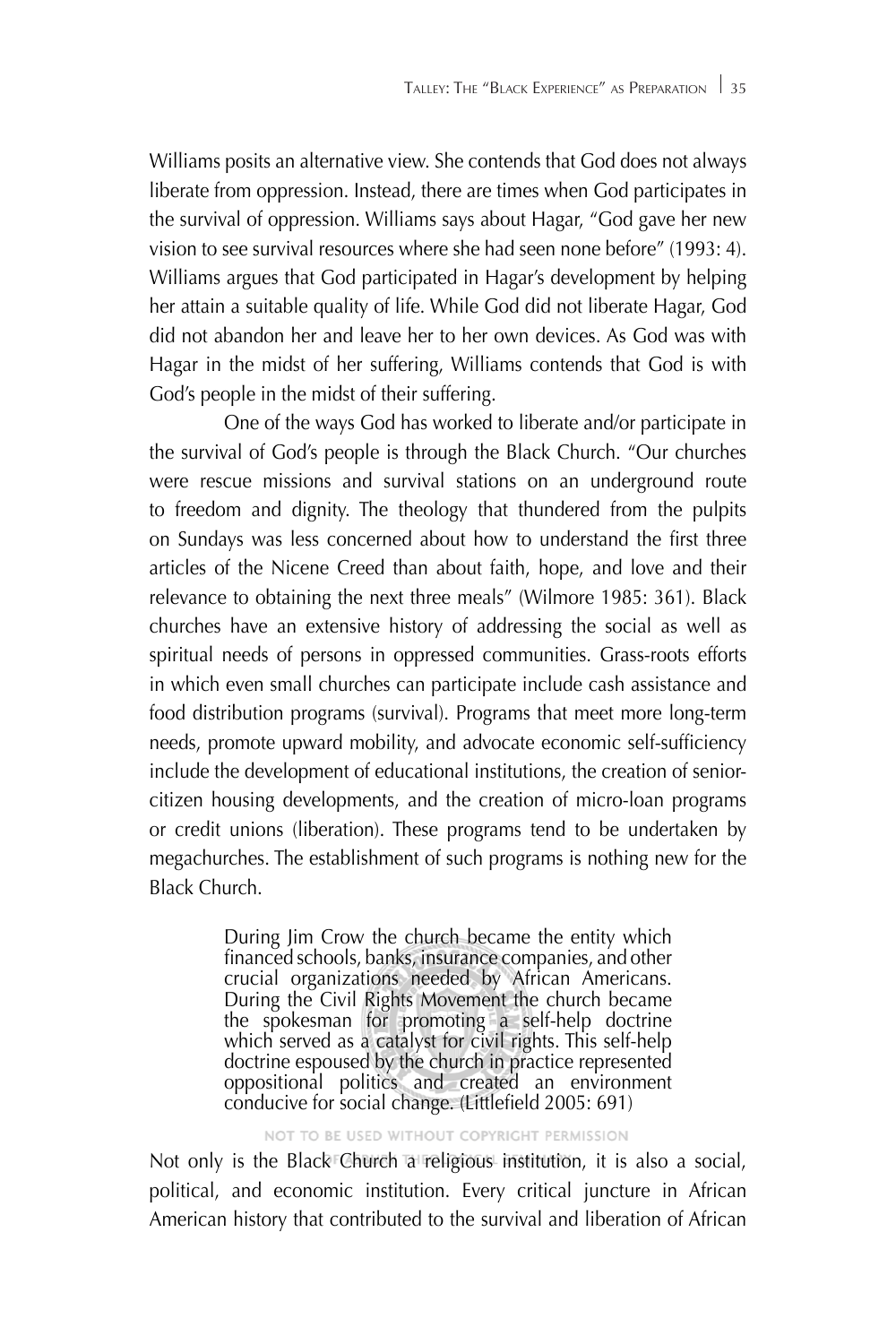Williams posits an alternative view. She contends that God does not always liberate from oppression. Instead, there are times when God participates in the survival of oppression. Williams says about Hagar, "God gave her new vision to see survival resources where she had seen none before" (1993: 4). Williams argues that God participated in Hagar's development by helping her attain a suitable quality of life. While God did not liberate Hagar, God did not abandon her and leave her to her own devices. As God was with Hagar in the midst of her suffering, Williams contends that God is with God's people in the midst of their suffering.

One of the ways God has worked to liberate and/or participate in the survival of God's people is through the Black Church. "Our churches were rescue missions and survival stations on an underground route to freedom and dignity. The theology that thundered from the pulpits on Sundays was less concerned about how to understand the first three articles of the Nicene Creed than about faith, hope, and love and their relevance to obtaining the next three meals" (Wilmore 1985: 361). Black churches have an extensive history of addressing the social as well as spiritual needs of persons in oppressed communities. Grass-roots efforts in which even small churches can participate include cash assistance and food distribution programs (survival). Programs that meet more long-term needs, promote upward mobility, and advocate economic self-sufficiency include the development of educational institutions, the creation of senior-citizen housing developments, and the creation of micro-loan programs or credit unions (liberation). These programs tend to be undertaken by megachurches. The establishment of such programs is nothing new for the Black Church.

> During Jim Crow the church became the entity which financed schools, banks, insurance companies, and other crucial organizations needed by African Americans. During the Civil Rights Movement the church became the spokesman for promoting a self-help doctrine which served as a catalyst for civil rights. This self-help doctrine espoused by the church in practice represented oppositional politics and created an environment conducive for social change. (Littlefield 2005: 691)

Not only is the Black Church a religious institution, it is also a social, political, and economic institution. Every critical juncture in African American history that contributed to the survival and liberation of African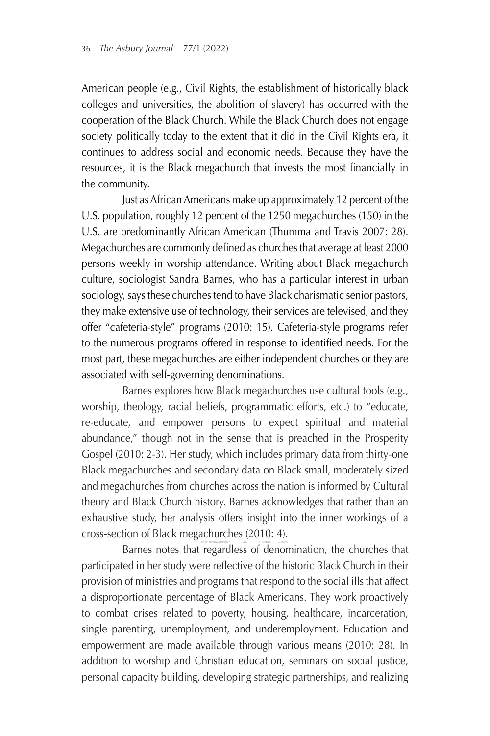American people (e.g., Civil Rights, the establishment of historically black colleges and universities, the abolition of slavery) has occurred with the cooperation of the Black Church. While the Black Church does not engage society politically today to the extent that it did in the Civil Rights era, it continues to address social and economic needs. Because they have the resources, it is the Black megachurch that invests the most financially in the community.

Just as African Americans make up approximately 12 percent of the U.S. population, roughly 12 percent of the 1250 megachurches (150) in the U.S. are predominantly African American (Thumma and Travis 2007: 28). Megachurches are commonly defined as churches that average at least 2000 persons weekly in worship attendance. Writing about Black megachurch culture, sociologist Sandra Barnes, who has a particular interest in urban sociology, says these churches tend to have Black charismatic senior pastors, they make extensive use of technology, their services are televised, and they offer "cafeteria-style" programs (2010: 15). Cafeteria-style programs refer to the numerous programs offered in response to identified needs. For the most part, these megachurches are either independent churches or they are associated with self-governing denominations.

Barnes explores how Black megachurches use cultural tools (e.g., worship, theology, racial beliefs, programmatic efforts, etc.) to "educate, re-educate, and empower persons to expect spiritual and material abundance," though not in the sense that is preached in the Prosperity Gospel (2010: 2-3). Her study, which includes primary data from thirty-one Black megachurches and secondary data on Black small, moderately sized and megachurches from churches across the nation is informed by Cultural theory and Black Church history. Barnes acknowledges that rather than an exhaustive study, her analysis offers insight into the inner workings of a cross-section of Black megachurches (2010: 4).

Barnes notes that regardless of denomination, the churches that participated in her study were reflective of the historic Black Church in their provision of ministries and programs that respond to the social ills that affect a disproportionate percentage of Black Americans. They work proactively to combat crises related to poverty, housing, healthcare, incarceration, single parenting, unemployment, and underemployment. Education and empowerment are made available through various means (2010: 28). In addition to worship and Christian education, seminars on social justice, personal capacity building, developing strategic partnerships, and realizing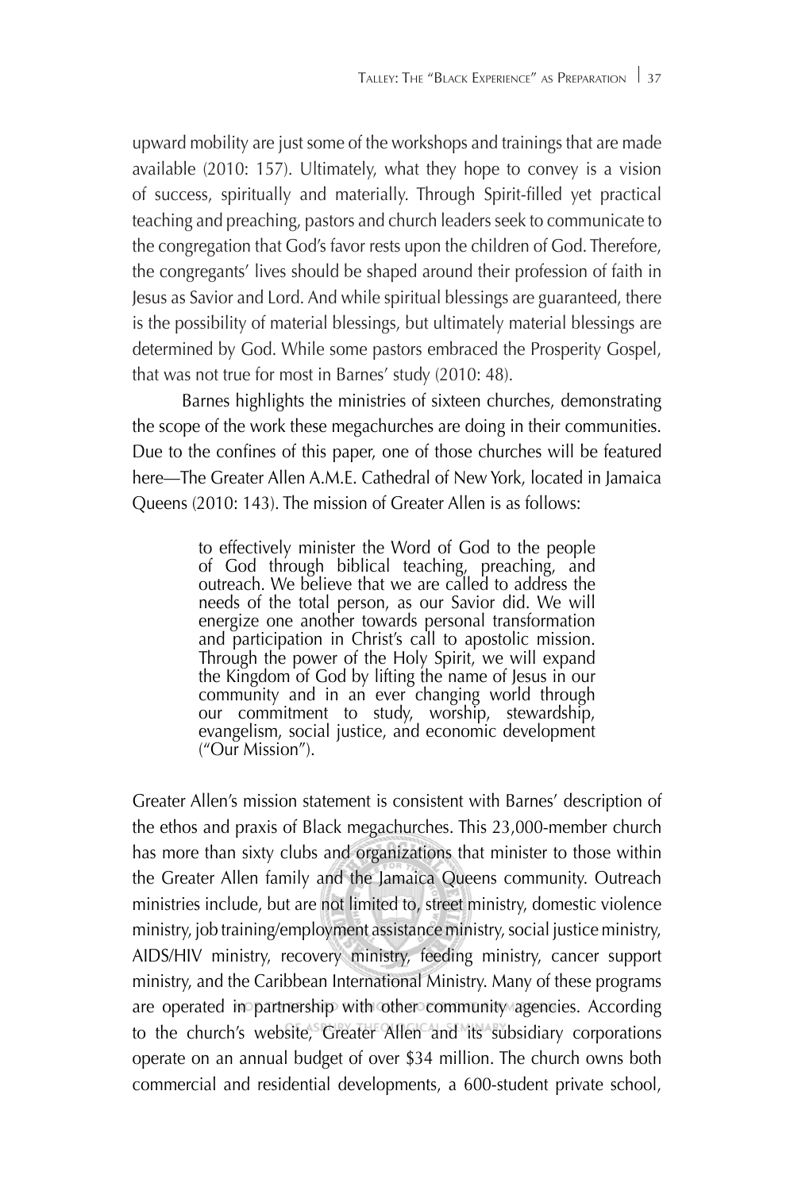upward mobility are just some of the workshops and trainings that are made available (2010: 157). Ultimately, what they hope to convey is a vision of success, spiritually and materially. Through Spirit-filled yet practical teaching and preaching, pastors and church leaders seek to communicate to the congregation that God's favor rests upon the children of God. Therefore, the congregants' lives should be shaped around their profession of faith in Jesus as Savior and Lord. And while spiritual blessings are guaranteed, there is the possibility of material blessings, but ultimately material blessings are determined by God. While some pastors embraced the Prosperity Gospel, that was not true for most in Barnes' study (2010: 48).

Barnes highlights the ministries of sixteen churches, demonstrating the scope of the work these megachurches are doing in their communities. Due to the confines of this paper, one of those churches will be featured here—The Greater Allen A.M.E. Cathedral of New York, located in Jamaica Queens (2010: 143). The mission of Greater Allen is as follows:

> to effectively minister the Word of God to the people of God through biblical teaching, preaching, and outreach. We believe that we are called to address the needs of the total person, as our Savior did. We will energize one another towards personal transformation and participation in Christ's call to apostolic mission. Through the power of the Holy Spirit, we will expand the Kingdom of God by lifting the name of Jesus in our community and in an ever changing world through our commitment to study, worship, stewardship, evangelism, social justice, and economic development ("Our Mission").

Greater Allen's mission statement is consistent with Barnes' description of the ethos and praxis of Black megachurches. This 23,000-member church has more than sixty clubs and organizations that minister to those within the Greater Allen family and the Jamaica Queens community. Outreach ministries include, but are not limited to, street ministry, domestic violence ministry, job training/employment assistance ministry, social justice ministry, AIDS/HIV ministry, recovery ministry, feeding ministry, cancer support ministry, and the Caribbean International Ministry. Many of these programs are operated in partnership with other community agencies. According to the church's website, Greater Allen and its subsidiary corporations operate on an annual budget of over $34 million. The church owns both commercial and residential developments, a 600-student private school,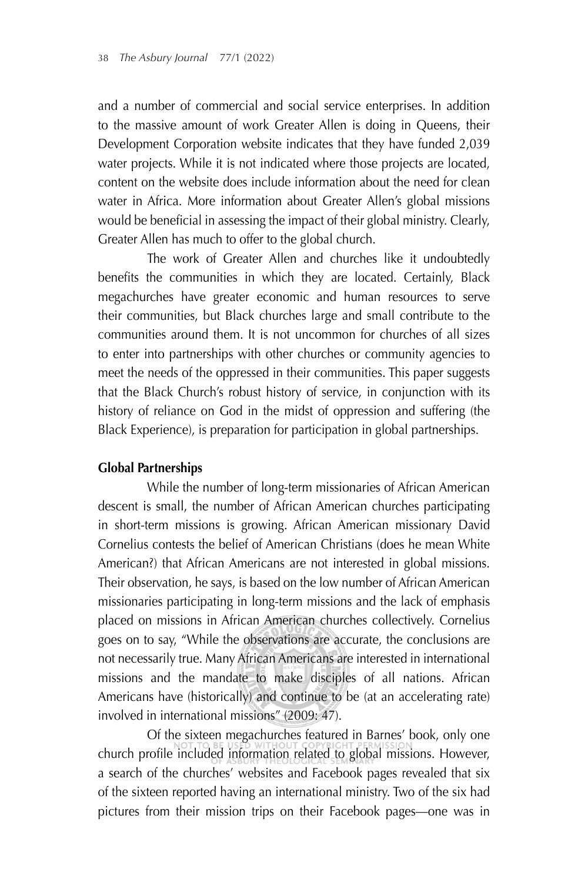and a number of commercial and social service enterprises. In addition to the massive amount of work Greater Allen is doing in Queens, their Development Corporation website indicates that they have funded 2,039 water projects. While it is not indicated where those projects are located, content on the website does include information about the need for clean water in Africa. More information about Greater Allen's global missions would be beneficial in assessing the impact of their global ministry. Clearly, Greater Allen has much to offer to the global church.

The work of Greater Allen and churches like it undoubtedly benefits the communities in which they are located. Certainly, Black megachurches have greater economic and human resources to serve their communities, but Black churches large and small contribute to the communities around them. It is not uncommon for churches of all sizes to enter into partnerships with other churches or community agencies to meet the needs of the oppressed in their communities. This paper suggests that the Black Church's robust history of service, in conjunction with its history of reliance on God in the midst of oppression and suffering (the Black Experience), is preparation for participation in global partnerships.

**Global Partnerships**

While the number of long-term missionaries of African American descent is small, the number of African American churches participating in short-term missions is growing. African American missionary David Cornelius contests the belief of American Christians (does he mean White American?) that African Americans are not interested in global missions. Their observation, he says, is based on the low number of African American missionaries participating in long-term missions and the lack of emphasis placed on missions in African American churches collectively. Cornelius goes on to say, "While the observations are accurate, the conclusions are not necessarily true. Many African Americans are interested in international missions and the mandate to make disciples of all nations. African Americans have (historically) and continue to be (at an accelerating rate) involved in international missions" (2009: 47).

Of the sixteen megachurches featured in Barnes' book, only one church profile included information related to global missions. However, a search of the churches' websites and Facebook pages revealed that six of the sixteen reported having an international ministry. Two of the six had pictures from their mission trips on their Facebook pages—one was in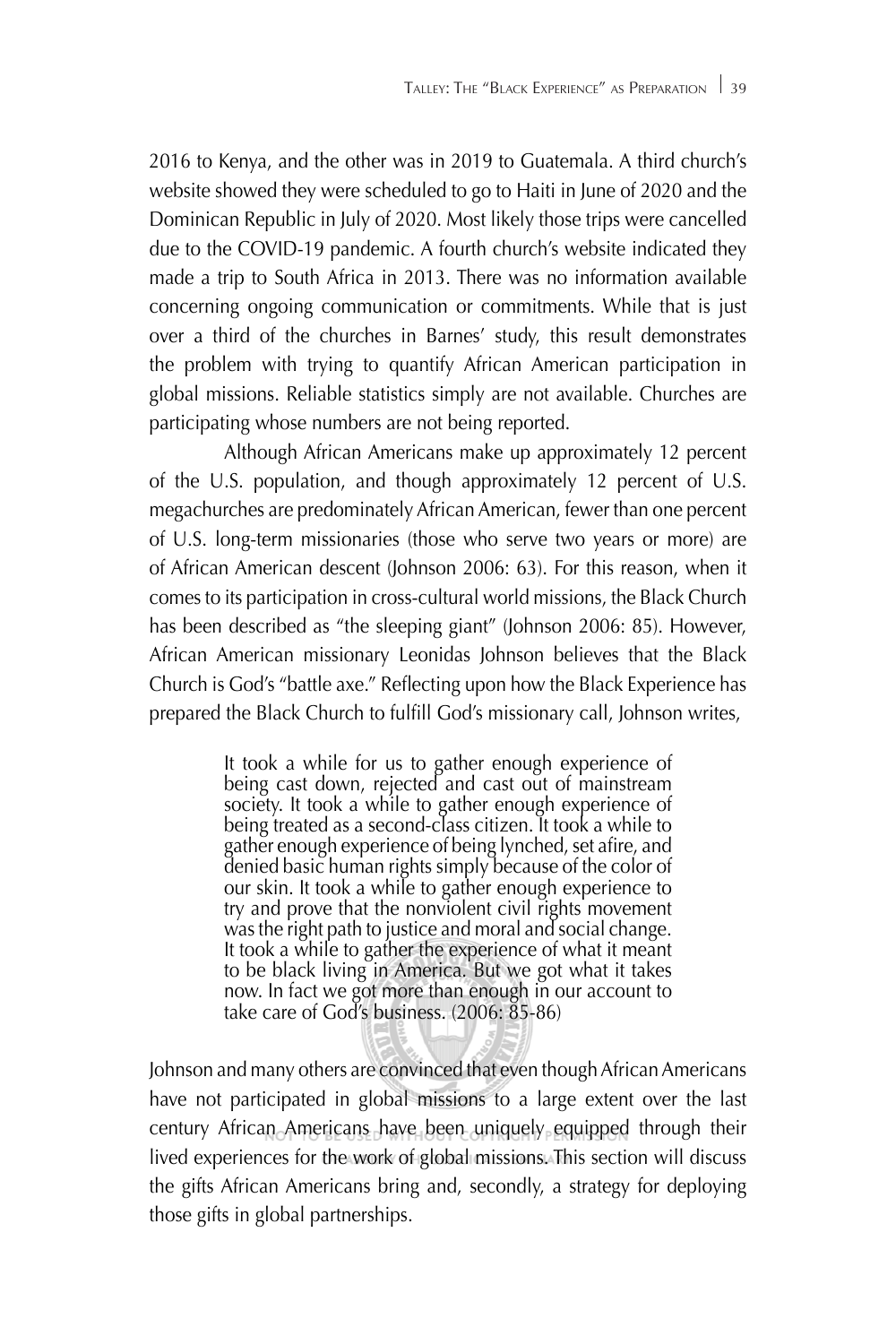2016 to Kenya, and the other was in 2019 to Guatemala. A third church's website showed they were scheduled to go to Haiti in June of 2020 and the Dominican Republic in July of 2020. Most likely those trips were cancelled due to the COVID-19 pandemic. A fourth church's website indicated they made a trip to South Africa in 2013. There was no information available concerning ongoing communication or commitments. While that is just over a third of the churches in Barnes' study, this result demonstrates the problem with trying to quantify African American participation in global missions. Reliable statistics simply are not available. Churches are participating whose numbers are not being reported.

Although African Americans make up approximately 12 percent of the U.S. population, and though approximately 12 percent of U.S. megachurches are predominately African American, fewer than one percent of U.S. long-term missionaries (those who serve two years or more) are of African American descent (Johnson 2006: 63). For this reason, when it comes to its participation in cross-cultural world missions, the Black Church has been described as "the sleeping giant" (Johnson 2006: 85). However, African American missionary Leonidas Johnson believes that the Black Church is God's "battle axe." Reflecting upon how the Black Experience has prepared the Black Church to fulfill God's missionary call, Johnson writes,

> It took a while for us to gather enough experience of being cast down, rejected and cast out of mainstream society. It took a while to gather enough experience of being treated as a second-class citizen. It took a while to gather enough experience of being lynched, set afire, and denied basic human rights simply because of the color of our skin. It took a while to gather enough experience to try and prove that the nonviolent civil rights movement was the right path to justice and moral and social change. It took a while to gather the experience of what it meant to be black living in America. But we got what it takes now. In fact we got more than enough in our account to take care of God's business. (2006: 85-86)

Johnson and many others are convinced that even though African Americans have not participated in global missions to a large extent over the last century African Americans have been uniquely equipped through their lived experiences for the work of global missions. This section will discuss the gifts African Americans bring and, secondly, a strategy for deploying those gifts in global partnerships.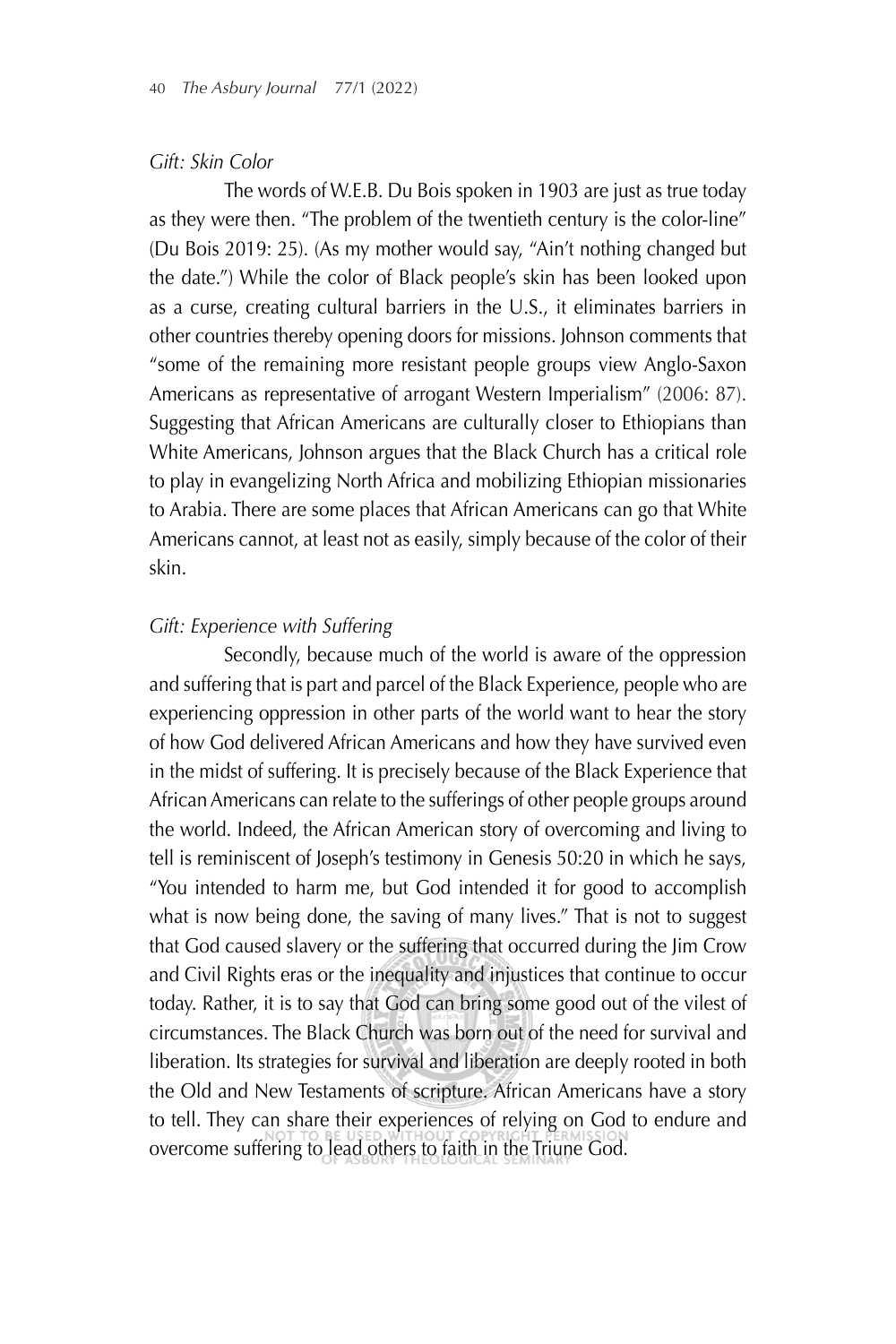*Gift: Skin Color*

The words of W.E.B. Du Bois spoken in 1903 are just as true today as they were then. "The problem of the twentieth century is the color-line" (Du Bois 2019: 25). (As my mother would say, "Ain't nothing changed but the date.") While the color of Black people's skin has been looked upon as a curse, creating cultural barriers in the U.S., it eliminates barriers in other countries thereby opening doors for missions. Johnson comments that "some of the remaining more resistant people groups view Anglo-Saxon Americans as representative of arrogant Western Imperialism" (2006: 87). Suggesting that African Americans are culturally closer to Ethiopians than White Americans, Johnson argues that the Black Church has a critical role to play in evangelizing North Africa and mobilizing Ethiopian missionaries to Arabia. There are some places that African Americans can go that White Americans cannot, at least not as easily, simply because of the color of their skin.

*Gift: Experience with Suffering*

Secondly, because much of the world is aware of the oppression and suffering that is part and parcel of the Black Experience, people who are experiencing oppression in other parts of the world want to hear the story of how God delivered African Americans and how they have survived even in the midst of suffering. It is precisely because of the Black Experience that African Americans can relate to the sufferings of other people groups around the world. Indeed, the African American story of overcoming and living to tell is reminiscent of Joseph's testimony in Genesis 50:20 in which he says, "You intended to harm me, but God intended it for good to accomplish what is now being done, the saving of many lives." That is not to suggest that God caused slavery or the suffering that occurred during the Jim Crow and Civil Rights eras or the inequality and injustices that continue to occur today. Rather, it is to say that God can bring some good out of the vilest of circumstances. The Black Church was born out of the need for survival and liberation. Its strategies for survival and liberation are deeply rooted in both the Old and New Testaments of scripture. African Americans have a story to tell. They can share their experiences of relying on God to endure and overcome suffering to lead others to faith in the Triune God.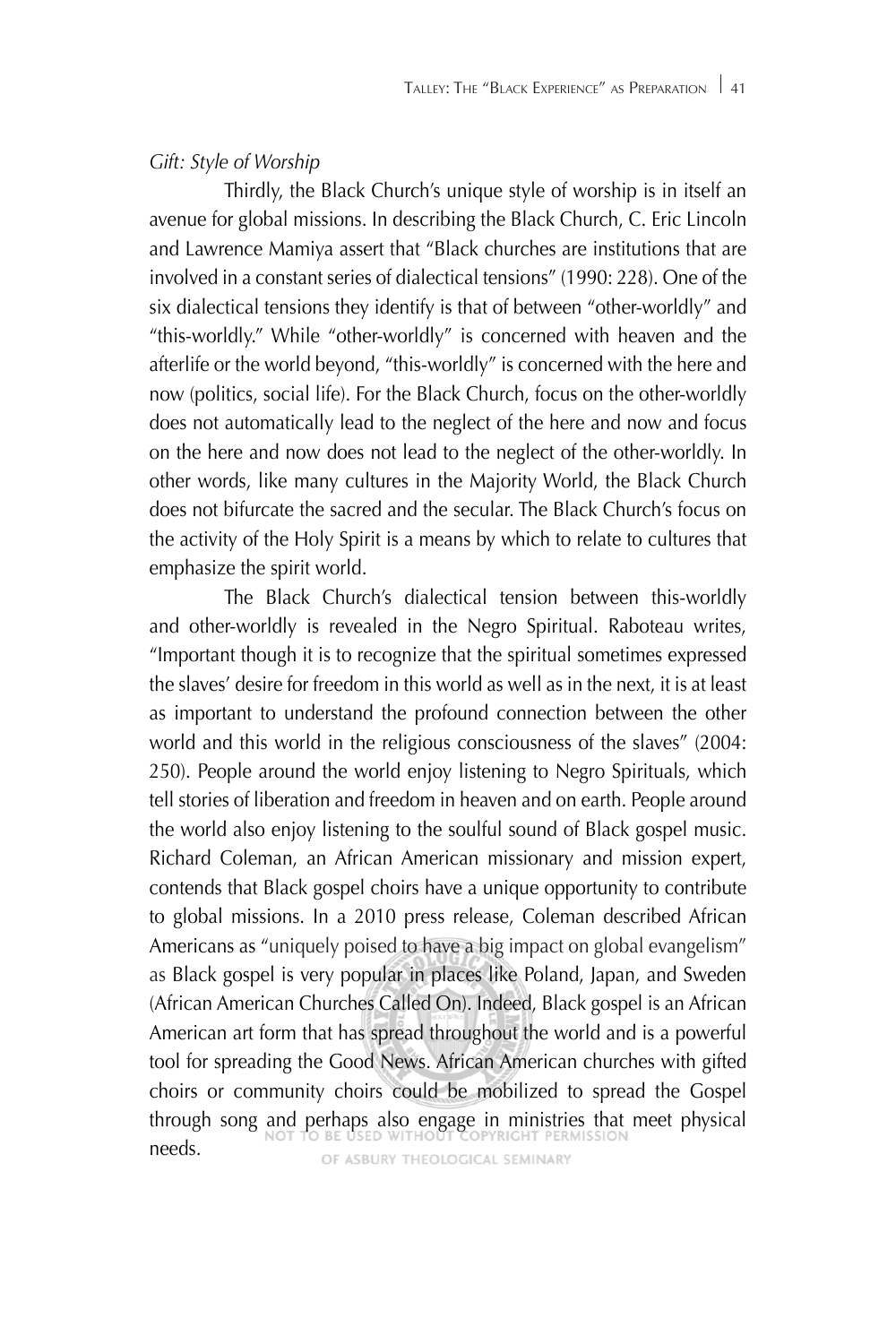*Gift: Style of Worship*

Thirdly, the Black Church's unique style of worship is in itself an avenue for global missions. In describing the Black Church, C. Eric Lincoln and Lawrence Mamiya assert that "Black churches are institutions that are involved in a constant series of dialectical tensions" (1990: 228). One of the six dialectical tensions they identify is that of between "other-worldly" and "this-worldly." While "other-worldly" is concerned with heaven and the afterlife or the world beyond, "this-worldly" is concerned with the here and now (politics, social life). For the Black Church, focus on the other-worldly does not automatically lead to the neglect of the here and now and focus on the here and now does not lead to the neglect of the other-worldly. In other words, like many cultures in the Majority World, the Black Church does not bifurcate the sacred and the secular. The Black Church's focus on the activity of the Holy Spirit is a means by which to relate to cultures that emphasize the spirit world.

The Black Church's dialectical tension between this-worldly and other-worldly is revealed in the Negro Spiritual. Raboteau writes, "Important though it is to recognize that the spiritual sometimes expressed the slaves' desire for freedom in this world as well as in the next, it is at least as important to understand the profound connection between the other world and this world in the religious consciousness of the slaves" (2004: 250). People around the world enjoy listening to Negro Spirituals, which tell stories of liberation and freedom in heaven and on earth. People around the world also enjoy listening to the soulful sound of Black gospel music. Richard Coleman, an African American missionary and mission expert, contends that Black gospel choirs have a unique opportunity to contribute to global missions. In a 2010 press release, Coleman described African Americans as "uniquely poised to have a big impact on global evangelism" as Black gospel is very popular in places like Poland, Japan, and Sweden (African American Churches Called On). Indeed, Black gospel is an African American art form that has spread throughout the world and is a powerful tool for spreading the Good News. African American churches with gifted choirs or community choirs could be mobilized to spread the Gospel through song and perhaps also engage in ministries that meet physical needs.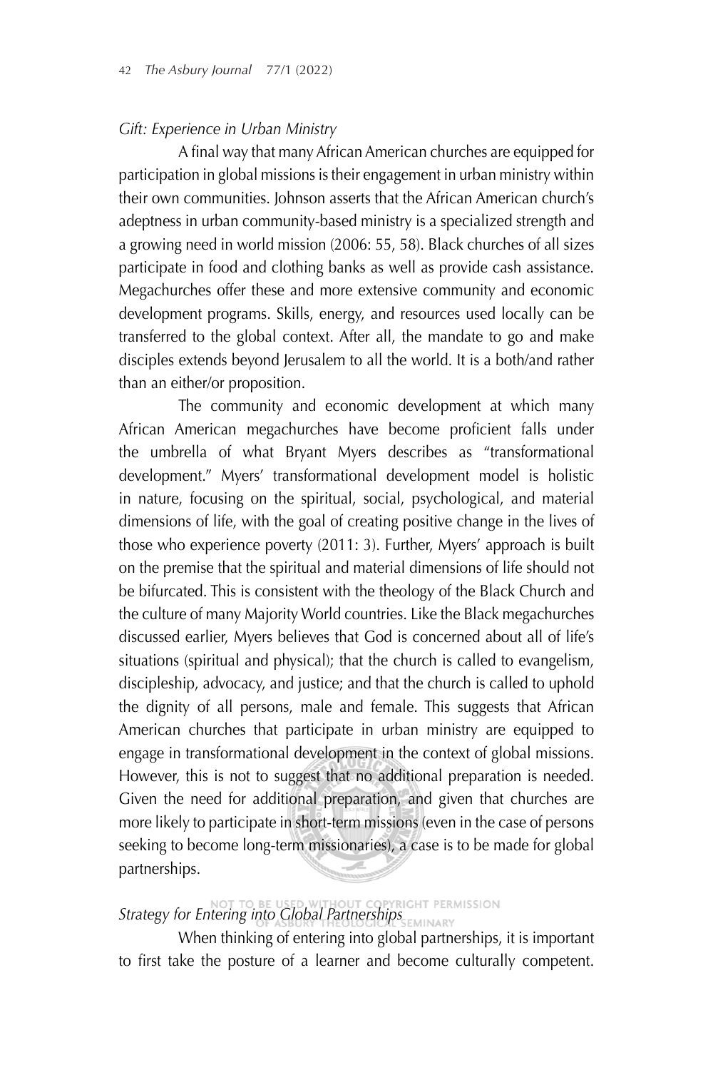*Gift: Experience in Urban Ministry*

A final way that many African American churches are equipped for participation in global missions is their engagement in urban ministry within their own communities. Johnson asserts that the African American church's adeptness in urban community-based ministry is a specialized strength and a growing need in world mission (2006: 55, 58). Black churches of all sizes participate in food and clothing banks as well as provide cash assistance. Megachurches offer these and more extensive community and economic development programs. Skills, energy, and resources used locally can be transferred to the global context. After all, the mandate to go and make disciples extends beyond Jerusalem to all the world. It is a both/and rather than an either/or proposition.

The community and economic development at which many African American megachurches have become proficient falls under the umbrella of what Bryant Myers describes as "transformational development." Myers' transformational development model is holistic in nature, focusing on the spiritual, social, psychological, and material dimensions of life, with the goal of creating positive change in the lives of those who experience poverty (2011: 3). Further, Myers' approach is built on the premise that the spiritual and material dimensions of life should not be bifurcated. This is consistent with the theology of the Black Church and the culture of many Majority World countries. Like the Black megachurches discussed earlier, Myers believes that God is concerned about all of life's situations (spiritual and physical); that the church is called to evangelism, discipleship, advocacy, and justice; and that the church is called to uphold the dignity of all persons, male and female. This suggests that African American churches that participate in urban ministry are equipped to engage in transformational development in the context of global missions. However, this is not to suggest that no additional preparation is needed. Given the need for additional preparation, and given that churches are more likely to participate in short-term missions (even in the case of persons seeking to become long-term missionaries), a case is to be made for global partnerships.

*Strategy for Entering into Global Partnerships*

When thinking of entering into global partnerships, it is important to first take the posture of a learner and become culturally competent.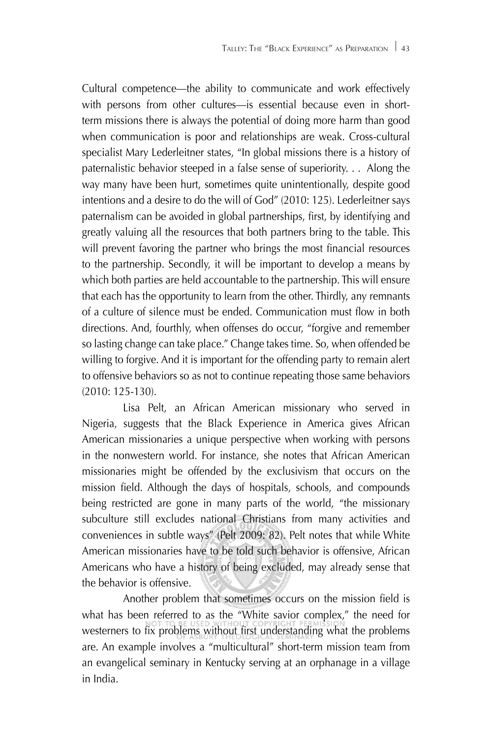Cultural competence—the ability to communicate and work effectively with persons from other cultures—is essential because even in short-term missions there is always the potential of doing more harm than good when communication is poor and relationships are weak. Cross-cultural specialist Mary Lederleitner states, "In global missions there is a history of paternalistic behavior steeped in a false sense of superiority. . . Along the way many have been hurt, sometimes quite unintentionally, despite good intentions and a desire to do the will of God" (2010: 125). Lederleitner says paternalism can be avoided in global partnerships, first, by identifying and greatly valuing all the resources that both partners bring to the table. This will prevent favoring the partner who brings the most financial resources to the partnership. Secondly, it will be important to develop a means by which both parties are held accountable to the partnership. This will ensure that each has the opportunity to learn from the other. Thirdly, any remnants of a culture of silence must be ended. Communication must flow in both directions. And, fourthly, when offenses do occur, "forgive and remember so lasting change can take place." Change takes time. So, when offended be willing to forgive. And it is important for the offending party to remain alert to offensive behaviors so as not to continue repeating those same behaviors (2010: 125-130).

Lisa Pelt, an African American missionary who served in Nigeria, suggests that the Black Experience in America gives African American missionaries a unique perspective when working with persons in the nonwestern world. For instance, she notes that African American missionaries might be offended by the exclusivism that occurs on the mission field. Although the days of hospitals, schools, and compounds being restricted are gone in many parts of the world, "the missionary subculture still excludes national Christians from many activities and conveniences in subtle ways" (Pelt 2009: 82). Pelt notes that while White American missionaries have to be told such behavior is offensive, African Americans who have a history of being excluded, may already sense that the behavior is offensive.

Another problem that sometimes occurs on the mission field is what has been referred to as the "White savior complex," the need for westerners to fix problems without first understanding what the problems are. An example involves a "multicultural" short-term mission team from an evangelical seminary in Kentucky serving at an orphanage in a village in India.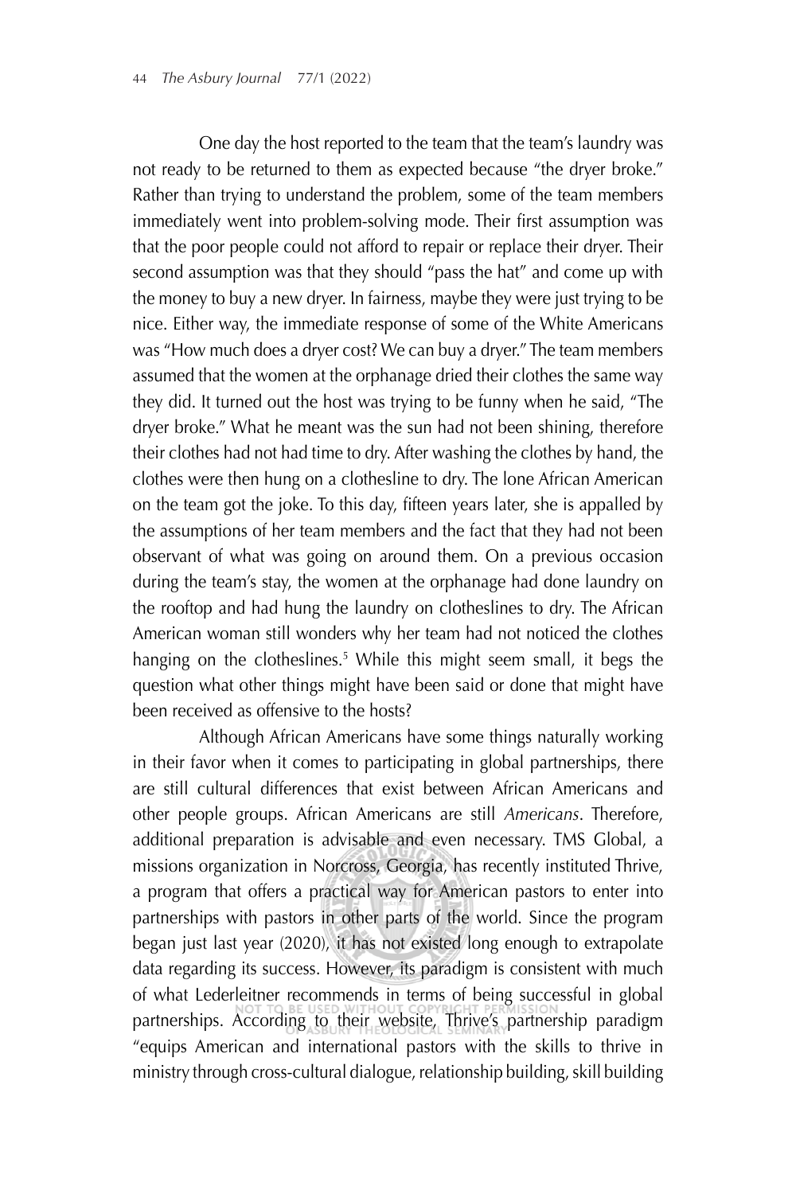One day the host reported to the team that the team's laundry was not ready to be returned to them as expected because "the dryer broke." Rather than trying to understand the problem, some of the team members immediately went into problem-solving mode. Their first assumption was that the poor people could not afford to repair or replace their dryer. Their second assumption was that they should "pass the hat" and come up with the money to buy a new dryer. In fairness, maybe they were just trying to be nice. Either way, the immediate response of some of the White Americans was "How much does a dryer cost? We can buy a dryer." The team members assumed that the women at the orphanage dried their clothes the same way they did. It turned out the host was trying to be funny when he said, "The dryer broke." What he meant was the sun had not been shining, therefore their clothes had not had time to dry. After washing the clothes by hand, the clothes were then hung on a clothesline to dry. The lone African American on the team got the joke. To this day, fifteen years later, she is appalled by the assumptions of her team members and the fact that they had not been observant of what was going on around them. On a previous occasion during the team's stay, the women at the orphanage had done laundry on the rooftop and had hung the laundry on clotheslines to dry. The African American woman still wonders why her team had not noticed the clothes hanging on the clotheslines.[5] While this might seem small, it begs the question what other things might have been said or done that might have been received as offensive to the hosts?

Although African Americans have some things naturally working in their favor when it comes to participating in global partnerships, there are still cultural differences that exist between African Americans and other people groups. African Americans are still *Americans*. Therefore, additional preparation is advisable and even necessary. TMS Global, a missions organization in Norcross, Georgia, has recently instituted Thrive, a program that offers a practical way for American pastors to enter into partnerships with pastors in other parts of the world. Since the program began just last year (2020), it has not existed long enough to extrapolate data regarding its success. However, its paradigm is consistent with much of what Lederleitner recommends in terms of being successful in global partnerships. According to their website, Thrive's partnership paradigm "equips American and international pastors with the skills to thrive in ministry through cross-cultural dialogue, relationship building, skill building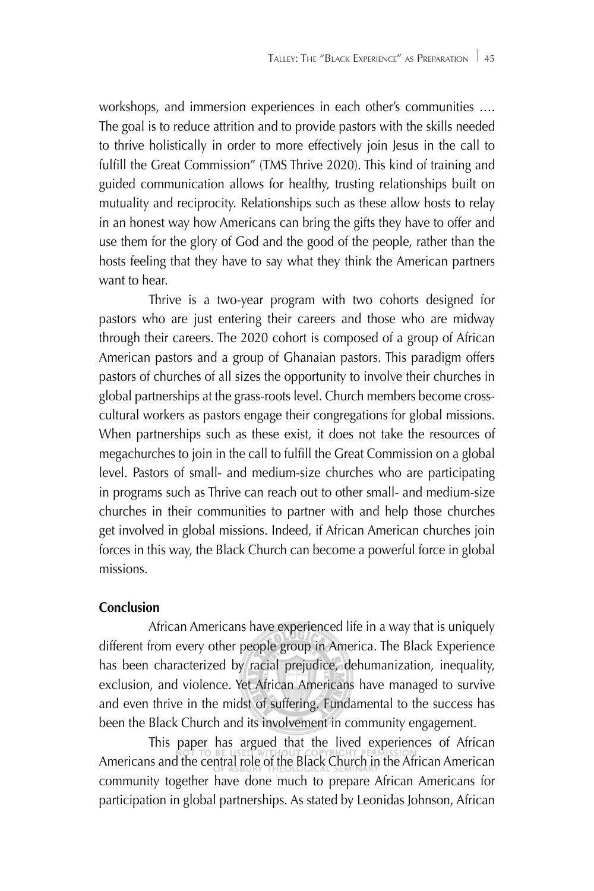workshops, and immersion experiences in each other's communities …. The goal is to reduce attrition and to provide pastors with the skills needed to thrive holistically in order to more effectively join Jesus in the call to fulfill the Great Commission" (TMS Thrive 2020). This kind of training and guided communication allows for healthy, trusting relationships built on mutuality and reciprocity. Relationships such as these allow hosts to relay in an honest way how Americans can bring the gifts they have to offer and use them for the glory of God and the good of the people, rather than the hosts feeling that they have to say what they think the American partners want to hear.

Thrive is a two-year program with two cohorts designed for pastors who are just entering their careers and those who are midway through their careers. The 2020 cohort is composed of a group of African American pastors and a group of Ghanaian pastors. This paradigm offers pastors of churches of all sizes the opportunity to involve their churches in global partnerships at the grass-roots level. Church members become cross-cultural workers as pastors engage their congregations for global missions. When partnerships such as these exist, it does not take the resources of megachurches to join in the call to fulfill the Great Commission on a global level. Pastors of small- and medium-size churches who are participating in programs such as Thrive can reach out to other small- and medium-size churches in their communities to partner with and help those churches get involved in global missions. Indeed, if African American churches join forces in this way, the Black Church can become a powerful force in global missions.

**Conclusion**

African Americans have experienced life in a way that is uniquely different from every other people group in America. The Black Experience has been characterized by racial prejudice, dehumanization, inequality, exclusion, and violence. Yet African Americans have managed to survive and even thrive in the midst of suffering. Fundamental to the success has been the Black Church and its involvement in community engagement.

This paper has argued that the lived experiences of African Americans and the central role of the Black Church in the African American community together have done much to prepare African Americans for participation in global partnerships. As stated by Leonidas Johnson, African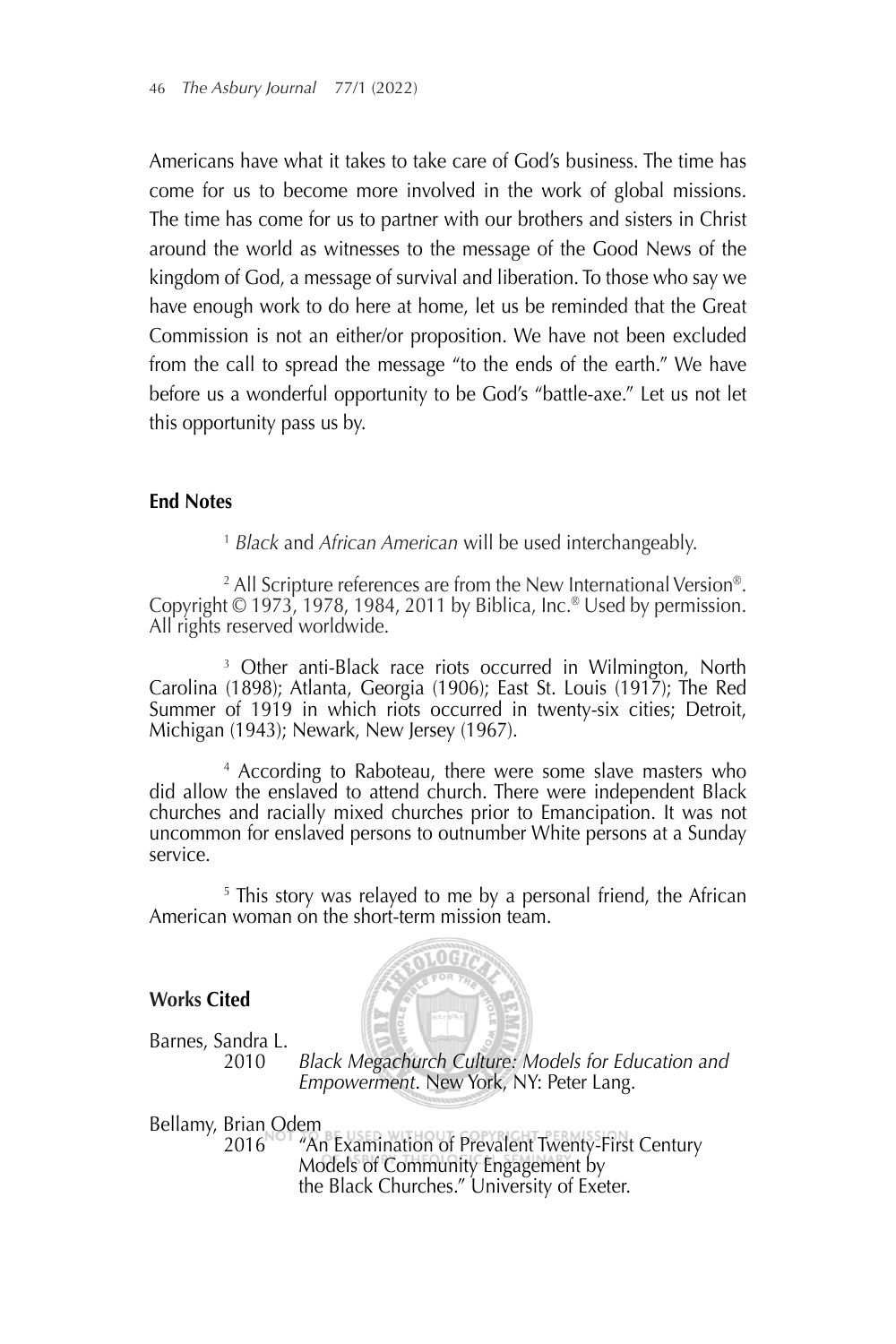Americans have what it takes to take care of God's business. The time has come for us to become more involved in the work of global missions. The time has come for us to partner with our brothers and sisters in Christ around the world as witnesses to the message of the Good News of the kingdom of God, a message of survival and liberation. To those who say we have enough work to do here at home, let us be reminded that the Great Commission is not an either/or proposition. We have not been excluded from the call to spread the message "to the ends of the earth." We have before us a wonderful opportunity to be God's "battle-axe." Let us not let this opportunity pass us by.

### End Notes

[1] *Black* and *African American* will be used interchangeably.

[2] All Scripture references are from the New International Version®. Copyright © 1973, 1978, 1984, 2011 by Biblica, Inc.® Used by permission. All rights reserved worldwide.

[3] Other anti-Black race riots occurred in Wilmington, North Carolina (1898); Atlanta, Georgia (1906); East St. Louis (1917); The Red Summer of 1919 in which riots occurred in twenty-six cities; Detroit, Michigan (1943); Newark, New Jersey (1967).

[4] According to Raboteau, there were some slave masters who did allow the enslaved to attend church. There were independent Black churches and racially mixed churches prior to Emancipation. It was not uncommon for enslaved persons to outnumber White persons at a Sunday service.

[5] This story was relayed to me by a personal friend, the African American woman on the short-term mission team.

### Works Cited

Barnes, Sandra L.
2010 *Black Megachurch Culture: Models for Education and Empowerment*. New York, NY: Peter Lang.

Bellamy, Brian Odem
2016 "An Examination of Prevalent Twenty-First Century Models of Community Engagement by the Black Churches." University of Exeter.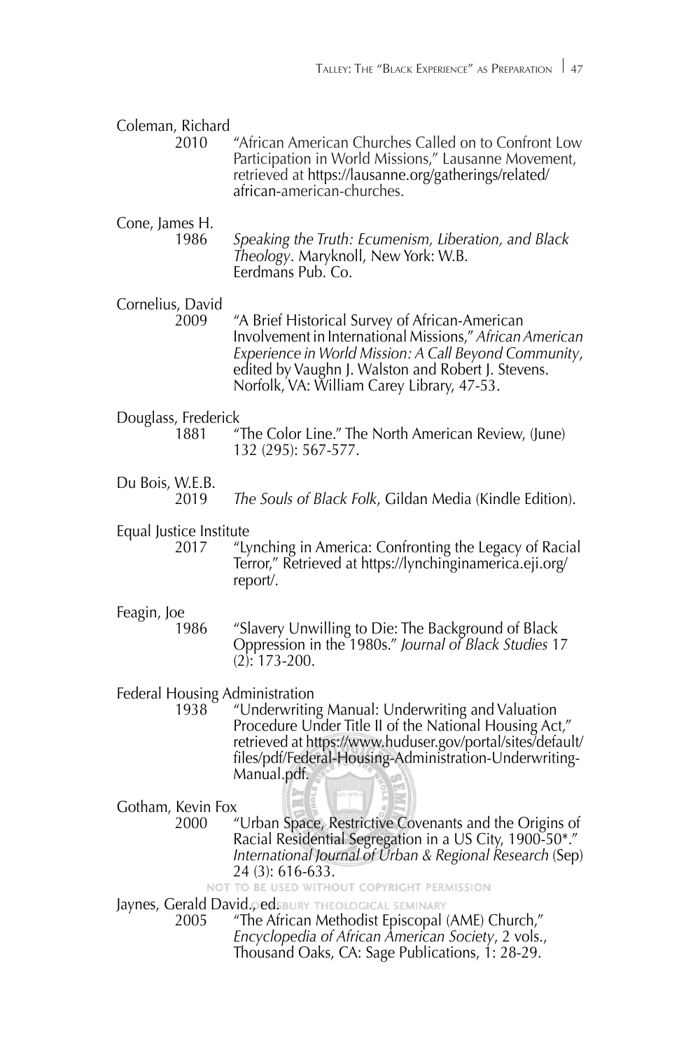Coleman, Richard
2010 "African American Churches Called on to Confront Low Participation in World Missions," Lausanne Movement, retrieved at https://lausanne.org/gatherings/related/african-american-churches.

Cone, James H.
1986 *Speaking the Truth: Ecumenism, Liberation, and Black Theology*. Maryknoll, New York: W.B. Eerdmans Pub. Co.

Cornelius, David
2009 "A Brief Historical Survey of African-American Involvement in International Missions," *African American Experience in World Mission: A Call Beyond Community*, edited by Vaughn J. Walston and Robert J. Stevens. Norfolk, VA: William Carey Library, 47-53.

Douglass, Frederick
1881 "The Color Line." The North American Review, (June) 132 (295): 567-577.

Du Bois, W.E.B.
2019 *The Souls of Black Folk*, Gildan Media (Kindle Edition).

Equal Justice Institute
2017 "Lynching in America: Confronting the Legacy of Racial Terror," Retrieved at https://lynchinginamerica.eji.org/report/.

Feagin, Joe
1986 "Slavery Unwilling to Die: The Background of Black Oppression in the 1980s." *Journal of Black Studies* 17 (2): 173-200.

Federal Housing Administration
1938 "Underwriting Manual: Underwriting and Valuation Procedure Under Title II of the National Housing Act," retrieved at https://www.huduser.gov/portal/sites/default/files/pdf/Federal-Housing-Administration-Underwriting-Manual.pdf.

Gotham, Kevin Fox
2000 "Urban Space, Restrictive Covenants and the Origins of Racial Residential Segregation in a US City, 1900-50*." *International Journal of Urban & Regional Research* (Sep) 24 (3): 616-633.

Jaynes, Gerald David., ed.
2005 "The African Methodist Episcopal (AME) Church," *Encyclopedia of African American Society*, 2 vols., Thousand Oaks, CA: Sage Publications, 1: 28-29.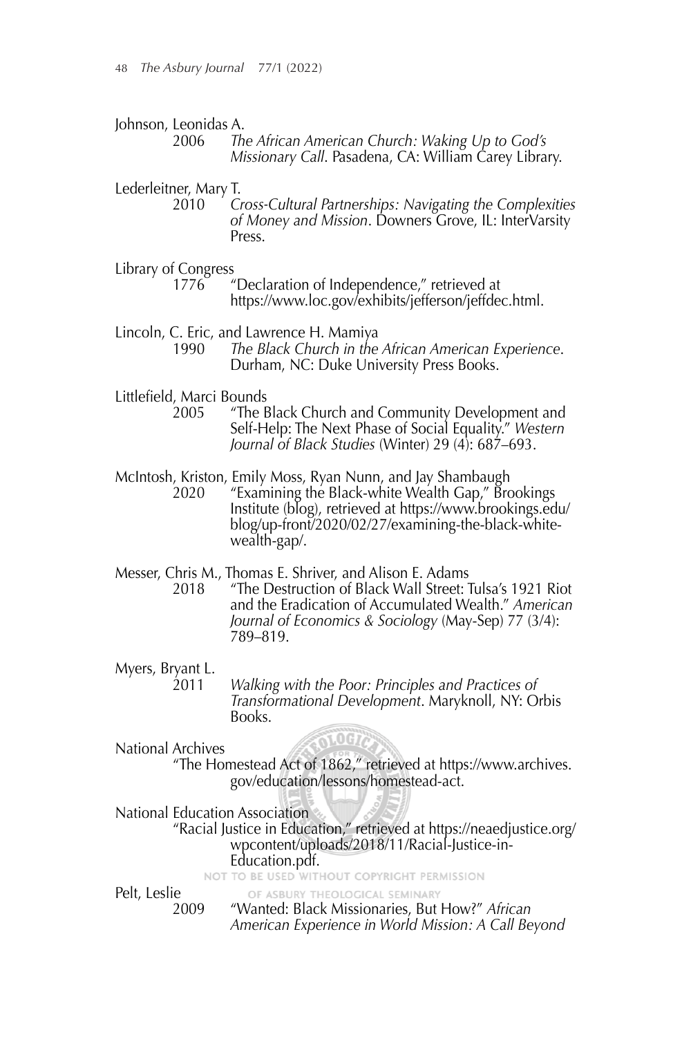Johnson, Leonidas A.

2006 *The African American Church: Waking Up to God's Missionary Call*. Pasadena, CA: William Carey Library.

Lederleitner, Mary T.

2010 *Cross-Cultural Partnerships: Navigating the Complexities of Money and Mission*. Downers Grove, IL: InterVarsity Press.

Library of Congress

1776 "Declaration of Independence," retrieved at https://www.loc.gov/exhibits/jefferson/jeffdec.html.

Lincoln, C. Eric, and Lawrence H. Mamiya

1990 *The Black Church in the African American Experience*. Durham, NC: Duke University Press Books.

Littlefield, Marci Bounds

2005 "The Black Church and Community Development and Self-Help: The Next Phase of Social Equality." *Western Journal of Black Studies* (Winter) 29 (4): 687–693.

McIntosh, Kriston, Emily Moss, Ryan Nunn, and Jay Shambaugh

2020 "Examining the Black-white Wealth Gap," Brookings Institute (blog), retrieved at https://www.brookings.edu/blog/up-front/2020/02/27/examining-the-black-white-wealth-gap/.

Messer, Chris M., Thomas E. Shriver, and Alison E. Adams

2018 "The Destruction of Black Wall Street: Tulsa's 1921 Riot and the Eradication of Accumulated Wealth." *American Journal of Economics & Sociology* (May-Sep) 77 (3/4): 789–819.

Myers, Bryant L.

2011 *Walking with the Poor: Principles and Practices of Transformational Development*. Maryknoll, NY: Orbis Books.

National Archives

"The Homestead Act of 1862," retrieved at https://www.archives.gov/education/lessons/homestead-act.

National Education Association

"Racial Justice in Education," retrieved at https://neaedjustice.org/wpcontent/uploads/2018/11/Racial-Justice-in-Education.pdf.

Pelt, Leslie

2009 "Wanted: Black Missionaries, But How?" *African American Experience in World Mission: A Call Beyond*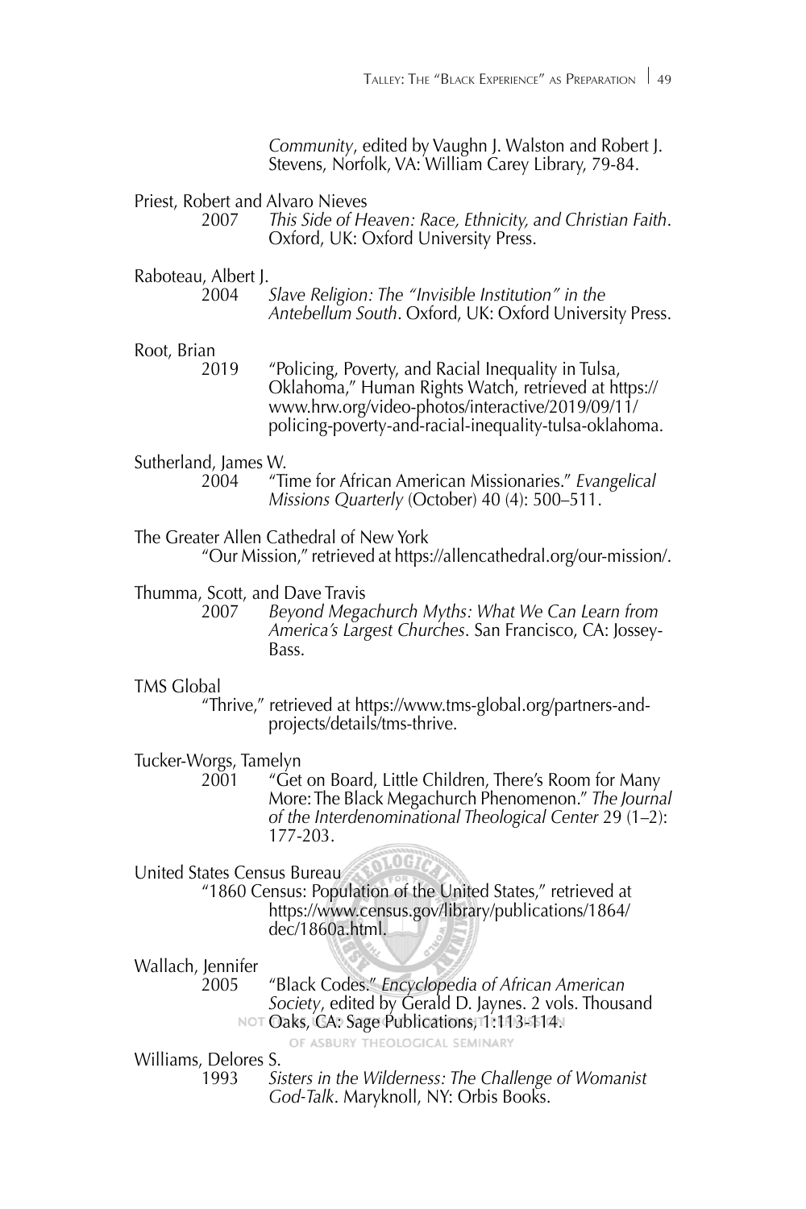*Community*, edited by Vaughn J. Walston and Robert J. Stevens, Norfolk, VA: William Carey Library, 79-84.

Priest, Robert and Alvaro Nieves
2007 *This Side of Heaven: Race, Ethnicity, and Christian Faith*. Oxford, UK: Oxford University Press.

Raboteau, Albert J.
2004 *Slave Religion: The "Invisible Institution" in the Antebellum South*. Oxford, UK: Oxford University Press.

Root, Brian
2019 "Policing, Poverty, and Racial Inequality in Tulsa, Oklahoma," Human Rights Watch, retrieved at https://www.hrw.org/video-photos/interactive/2019/09/11/policing-poverty-and-racial-inequality-tulsa-oklahoma.

Sutherland, James W.
2004 "Time for African American Missionaries." *Evangelical Missions Quarterly* (October) 40 (4): 500–511.

The Greater Allen Cathedral of New York
"Our Mission," retrieved at https://allencathedral.org/our-mission/.

Thumma, Scott, and Dave Travis
2007 *Beyond Megachurch Myths: What We Can Learn from America's Largest Churches*. San Francisco, CA: Jossey-Bass.

TMS Global
"Thrive," retrieved at https://www.tms-global.org/partners-and-projects/details/tms-thrive.

Tucker-Worgs, Tamelyn
2001 "Get on Board, Little Children, There's Room for Many More: The Black Megachurch Phenomenon." *The Journal of the Interdenominational Theological Center* 29 (1–2): 177-203.

United States Census Bureau
"1860 Census: Population of the United States," retrieved at https://www.census.gov/library/publications/1864/dec/1860a.html.

Wallach, Jennifer
2005 "Black Codes." *Encyclopedia of African American Society*, edited by Gerald D. Jaynes. 2 vols. Thousand Oaks, CA: Sage Publications, 1:113-114.

Williams, Delores S.
1993 *Sisters in the Wilderness: The Challenge of Womanist God-Talk*. Maryknoll, NY: Orbis Books.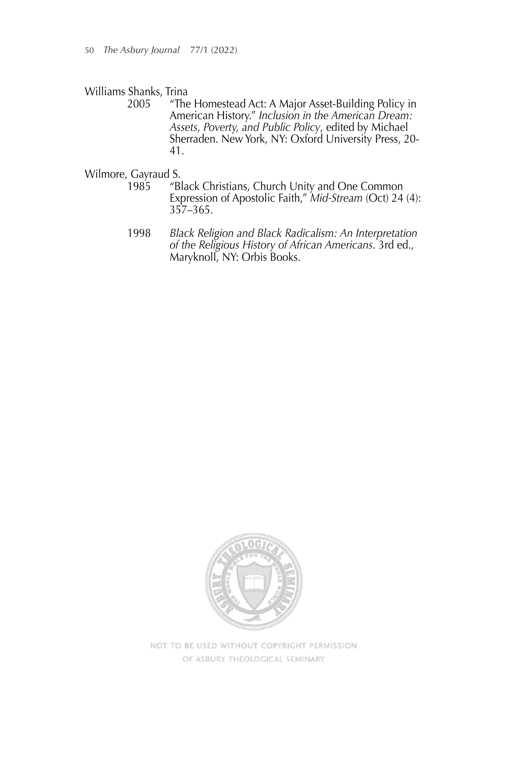Williams Shanks, Trina

2005 "The Homestead Act: A Major Asset-Building Policy in American History." *Inclusion in the American Dream: Assets, Poverty, and Public Policy*, edited by Michael Sherraden. New York, NY: Oxford University Press, 20-41.

Wilmore, Gayraud S.

1985 "Black Christians, Church Unity and One Common Expression of Apostolic Faith," *Mid-Stream* (Oct) 24 (4): 357–365.

1998 *Black Religion and Black Radicalism: An Interpretation of the Religious History of African Americans*. 3rd ed., Maryknoll, NY: Orbis Books.

NOT TO BE USED WITHOUT COPYRIGHT PERMISSION OF ASBURY THEOLOGICAL SEMINARY